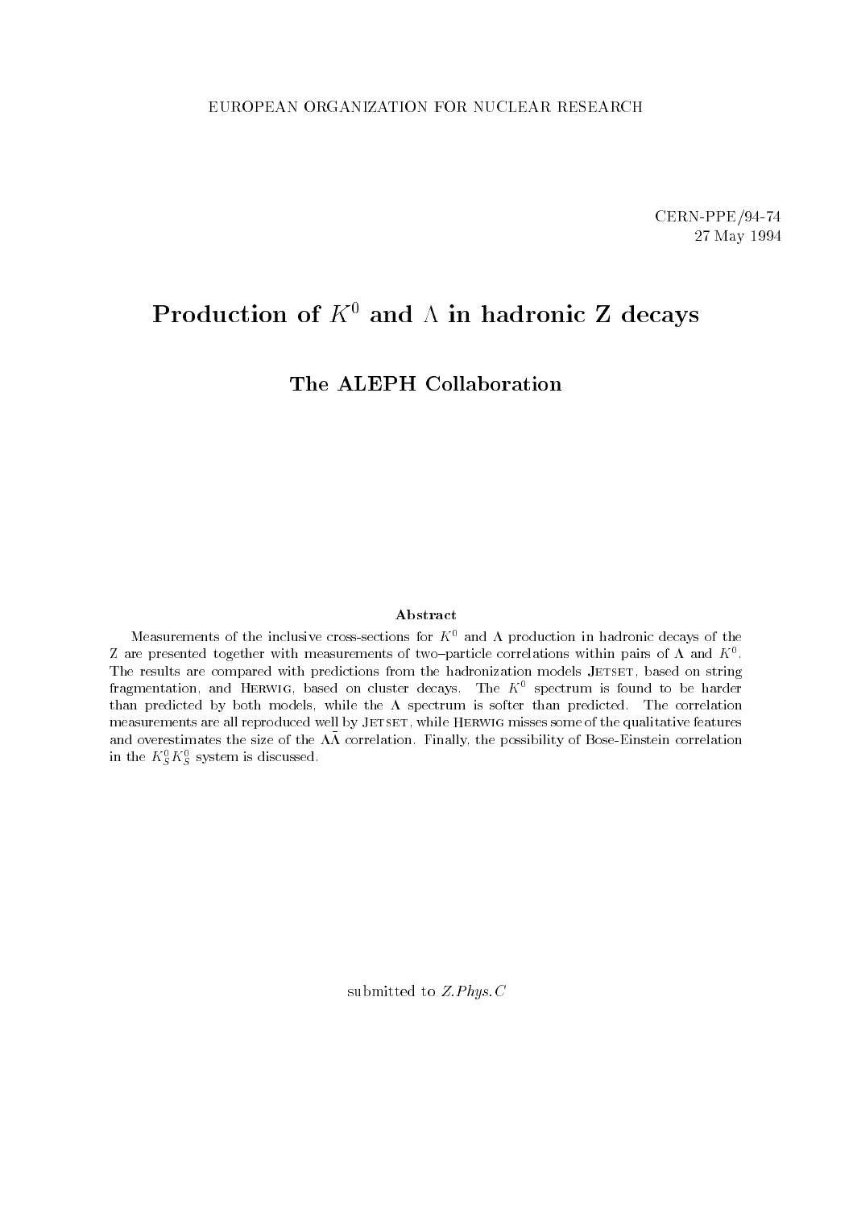EUROPEAN ORGANIZATION FOR NUCLEAR RESEARCH

CERN-PPE/94-74
27 May 1994

# Production of $K^0$ and $\Lambda$ in hadronic Z decays

## The ALEPH Collaboration

### Abstract

Measurements of the inclusive cross-sections for $K^0$ and $\Lambda$ production in hadronic decays of the Z are presented together with measurements of two–particle correlations within pairs of $\Lambda$ and $K^0$. The results are compared with predictions from the hadronization models JETSET, based on string fragmentation, and HERWIG, based on cluster decays. The $K^0$ spectrum is found to be harder than predicted by both models, while the $\Lambda$ spectrum is softer than predicted. The correlation measurements are all reproduced well by JETSET, while HERWIG misses some of the qualitative features and overestimates the size of the $\Lambda\bar{\Lambda}$ correlation. Finally, the possibility of Bose-Einstein correlation in the $K^0_S K^0_S$ system is discussed.

submitted to *Z.Phys.C*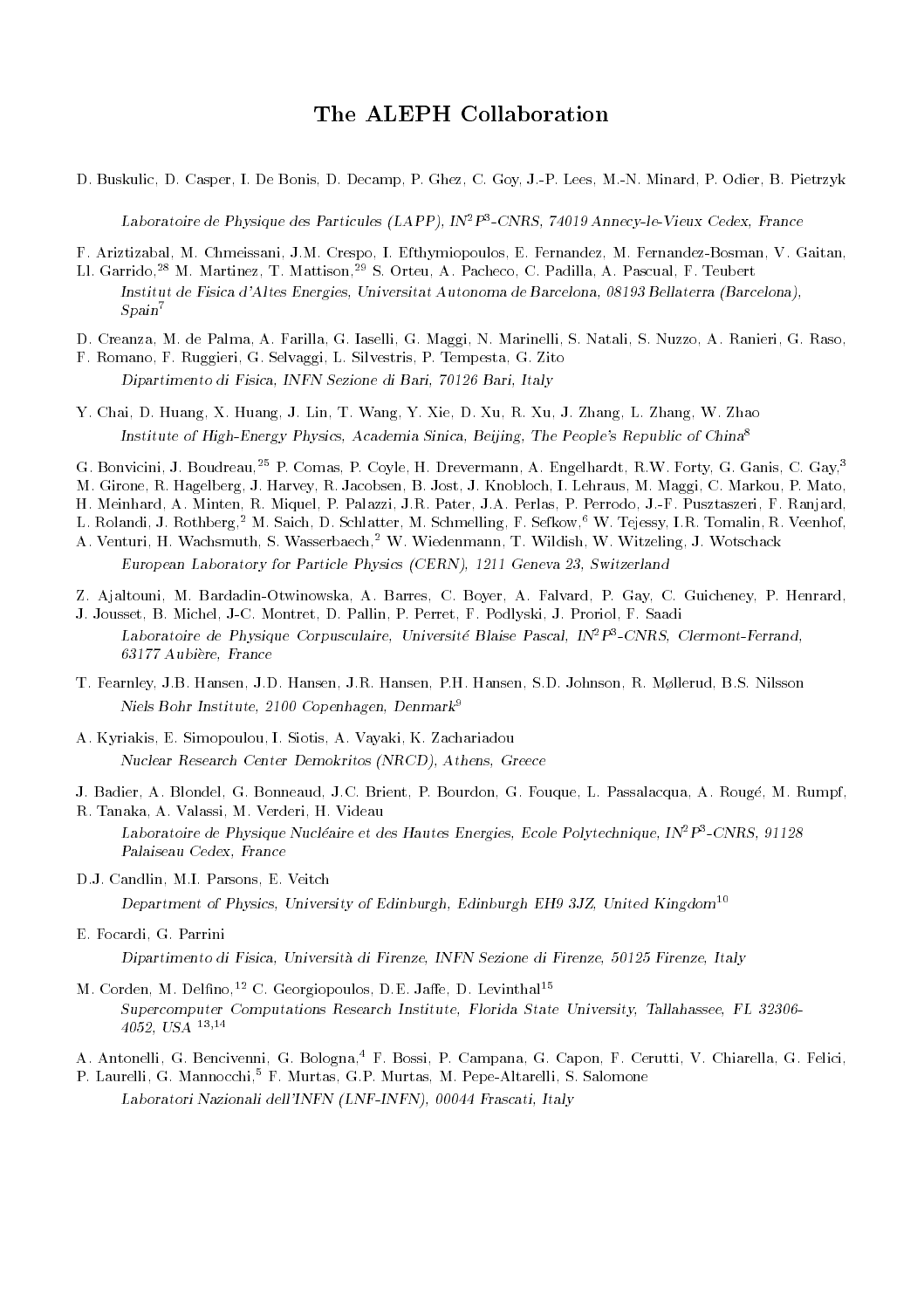# The ALEPH Collaboration

D. Buskulic, D. Casper, I. De Bonis, D. Decamp, P. Ghez, C. Goy, J.-P. Lees, M.-N. Minard, P. Odier, B. Pietrzyk

*Laboratoire de Physique des Particules (LAPP), IN$^2$P$^3$-CNRS, 74019 Annecy-le-Vieux Cedex, France*

F. Ariztizabal, M. Chmeissani, J.M. Crespo, I. Efthymiopoulos, E. Fernandez, M. Fernandez-Bosman, V. Gaitan, Ll. Garrido,[28] M. Martinez, T. Mattison,[29] S. Orteu, A. Pacheco, C. Padilla, A. Pascual, F. Teubert

*Institut de Fisica d'Altes Energies, Universitat Autonoma de Barcelona, 08193 Bellaterra (Barcelona), Spain*[7]

D. Creanza, M. de Palma, A. Farilla, G. Iaselli, G. Maggi, N. Marinelli, S. Natali, S. Nuzzo, A. Ranieri, G. Raso, F. Romano, F. Ruggieri, G. Selvaggi, L. Silvestris, P. Tempesta, G. Zito

*Dipartimento di Fisica, INFN Sezione di Bari, 70126 Bari, Italy*

Y. Chai, D. Huang, X. Huang, J. Lin, T. Wang, Y. Xie, D. Xu, R. Xu, J. Zhang, L. Zhang, W. Zhao

*Institute of High-Energy Physics, Academia Sinica, Beijing, The People's Republic of China*[8]

G. Bonvicini, J. Boudreau,[25] P. Comas, P. Coyle, H. Drevermann, A. Engelhardt, R.W. Forty, G. Ganis, C. Gay,[3] M. Girone, R. Hagelberg, J. Harvey, R. Jacobsen, B. Jost, J. Knobloch, I. Lehraus, M. Maggi, C. Markou, P. Mato, H. Meinhard, A. Minten, R. Miquel, P. Palazzi, J.R. Pater, J.A. Perlas, P. Perrodo, J.-F. Pusztaszeri, F. Ranjard, L. Rolandi, J. Rothberg,[2] M. Saich, D. Schlatter, M. Schmelling, F. Sefkow,[6] W. Tejessy, I.R. Tomalin, R. Veenhof, A. Venturi, H. Wachsmuth, S. Wasserbaech,[2] W. Wiedenmann, T. Wildish, W. Witzeling, J. Wotschack

*European Laboratory for Particle Physics (CERN), 1211 Geneva 23, Switzerland*

Z. Ajaltouni, M. Bardadin-Otwinowska, A. Barres, C. Boyer, A. Falvard, P. Gay, C. Guicheney, P. Henrard, J. Jousset, B. Michel, J-C. Montret, D. Pallin, P. Perret, F. Podlyski, J. Proriol, F. Saadi

*Laboratoire de Physique Corpusculaire, Université Blaise Pascal, IN$^2$P$^3$-CNRS, Clermont-Ferrand, 63177 Aubière, France*

T. Fearnley, J.B. Hansen, J.D. Hansen, J.R. Hansen, P.H. Hansen, S.D. Johnson, R. Møllerud, B.S. Nilsson

*Niels Bohr Institute, 2100 Copenhagen, Denmark*[9]

A. Kyriakis, E. Simopoulou, I. Siotis, A. Vayaki, K. Zachariadou

*Nuclear Research Center Demokritos (NRCD), Athens, Greece*

J. Badier, A. Blondel, G. Bonneaud, J.C. Brient, P. Bourdon, G. Fouque, L. Passalacqua, A. Rougé, M. Rumpf, R. Tanaka, A. Valassi, M. Verderi, H. Videau

*Laboratoire de Physique Nucléaire et des Hautes Energies, Ecole Polytechnique, IN$^2$P$^3$-CNRS, 91128 Palaiseau Cedex, France*

D.J. Candlin, M.I. Parsons, E. Veitch

*Department of Physics, University of Edinburgh, Edinburgh EH9 3JZ, United Kingdom*[10]

E. Focardi, G. Parrini

*Dipartimento di Fisica, Università di Firenze, INFN Sezione di Firenze, 50125 Firenze, Italy*

M. Corden, M. Delfino,[12] C. Georgiopoulos, D.E. Jaffe, D. Levinthal[15]

*Supercomputer Computations Research Institute, Florida State University, Tallahassee, FL 32306-4052, USA* [13,14]

A. Antonelli, G. Bencivenni, G. Bologna,[4] F. Bossi, P. Campana, G. Capon, F. Cerutti, V. Chiarella, G. Felici, P. Laurelli, G. Mannocchi,[5] F. Murtas, G.P. Murtas, M. Pepe-Altarelli, S. Salomone

*Laboratori Nazionali dell'INFN (LNF-INFN), 00044 Frascati, Italy*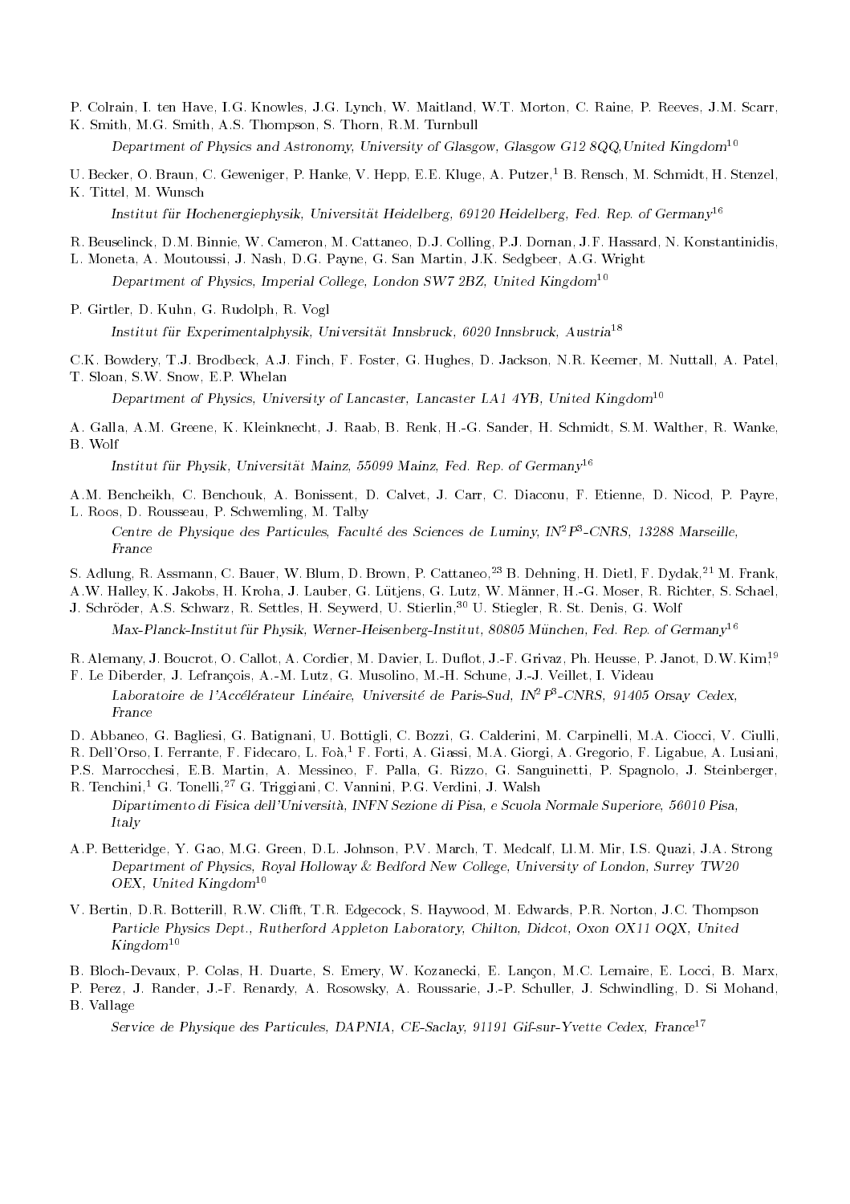P. Colrain, I. ten Have, I.G. Knowles, J.G. Lynch, W. Maitland, W.T. Morton, C. Raine, P. Reeves, J.M. Scarr, K. Smith, M.G. Smith, A.S. Thompson, S. Thorn, R.M. Turnbull

*Department of Physics and Astronomy, University of Glasgow, Glasgow G12 8QQ,United Kingdom*[10]

U. Becker, O. Braun, C. Geweniger, P. Hanke, V. Hepp, E.E. Kluge, A. Putzer,[1] B. Rensch, M. Schmidt, H. Stenzel, K. Tittel, M. Wunsch

*Institut für Hochenergiephysik, Universität Heidelberg, 69120 Heidelberg, Fed. Rep. of Germany*[16]

R. Beuselinck, D.M. Binnie, W. Cameron, M. Cattaneo, D.J. Colling, P.J. Dornan, J.F. Hassard, N. Konstantinidis, L. Moneta, A. Moutoussi, J. Nash, D.G. Payne, G. San Martin, J.K. Sedgbeer, A.G. Wright

*Department of Physics, Imperial College, London SW7 2BZ, United Kingdom*[10]

P. Girtler, D. Kuhn, G. Rudolph, R. Vogl

*Institut für Experimentalphysik, Universität Innsbruck, 6020 Innsbruck, Austria*[18]

C.K. Bowdery, T.J. Brodbeck, A.J. Finch, F. Foster, G. Hughes, D. Jackson, N.R. Keemer, M. Nuttall, A. Patel, T. Sloan, S.W. Snow, E.P. Whelan

*Department of Physics, University of Lancaster, Lancaster LA1 4YB, United Kingdom*[10]

A. Galla, A.M. Greene, K. Kleinknecht, J. Raab, B. Renk, H.-G. Sander, H. Schmidt, S.M. Walther, R. Wanke, B. Wolf

*Institut für Physik, Universität Mainz, 55099 Mainz, Fed. Rep. of Germany*[16]

A.M. Bencheikh, C. Benchouk, A. Bonissent, D. Calvet, J. Carr, C. Diaconu, F. Etienne, D. Nicod, P. Payre, L. Roos, D. Rousseau, P. Schwemling, M. Talby

*Centre de Physique des Particules, Faculté des Sciences de Luminy, IN$^2$P$^3$-CNRS, 13288 Marseille, France*

S. Adlung, R. Assmann, C. Bauer, W. Blum, D. Brown, P. Cattaneo,[23] B. Dehning, H. Dietl, F. Dydak,[21] M. Frank, A.W. Halley, K. Jakobs, H. Kroha, J. Lauber, G. Lütjens, G. Lutz, W. Männer, H.-G. Moser, R. Richter, S. Schael, J. Schröder, A.S. Schwarz, R. Settles, H. Seywerd, U. Stierlin,[30] U. Stiegler, R. St. Denis, G. Wolf

*Max-Planck-Institut für Physik, Werner-Heisenberg-Institut, 80805 München, Fed. Rep. of Germany*[16]

R. Alemany, J. Boucrot, O. Callot, A. Cordier, M. Davier, L. Duflot, J.-F. Grivaz, Ph. Heusse, P. Janot, D.W. Kim,[19] F. Le Diberder, J. Lefrançois, A.-M. Lutz, G. Musolino, M.-H. Schune, J.-J. Veillet, I. Videau

*Laboratoire de l'Accélérateur Linéaire, Université de Paris-Sud, IN$^2$P$^3$-CNRS, 91405 Orsay Cedex, France*

D. Abbaneo, G. Bagliesi, G. Batignani, U. Bottigli, C. Bozzi, G. Calderini, M. Carpinelli, M.A. Ciocci, V. Ciulli, R. Dell'Orso, I. Ferrante, F. Fidecaro, L. Foà,[1] F. Forti, A. Giassi, M.A. Giorgi, A. Gregorio, F. Ligabue, A. Lusiani, P.S. Marrocchesi, E.B. Martin, A. Messineo, F. Palla, G. Rizzo, G. Sanguinetti, P. Spagnolo, J. Steinberger, R. Tenchini,[1] G. Tonelli,[27] G. Triggiani, C. Vannini, P.G. Verdini, J. Walsh

*Dipartimento di Fisica dell'Università, INFN Sezione di Pisa, e Scuola Normale Superiore, 56010 Pisa, Italy*

A.P. Betteridge, Y. Gao, M.G. Green, D.L. Johnson, P.V. March, T. Medcalf, Ll.M. Mir, I.S. Quazi, J.A. Strong

*Department of Physics, Royal Holloway & Bedford New College, University of London, Surrey TW20 OEX, United Kingdom*[10]

V. Bertin, D.R. Botterill, R.W. Clifft, T.R. Edgecock, S. Haywood, M. Edwards, P.R. Norton, J.C. Thompson

*Particle Physics Dept., Rutherford Appleton Laboratory, Chilton, Didcot, Oxon OX11 OQX, United Kingdom*[10]

B. Bloch-Devaux, P. Colas, H. Duarte, S. Emery, W. Kozanecki, E. Lançon, M.C. Lemaire, E. Locci, B. Marx, P. Perez, J. Rander, J.-F. Renardy, A. Rosowsky, A. Roussarie, J.-P. Schuller, J. Schwindling, D. Si Mohand, B. Vallage

*Service de Physique des Particules, DAPNIA, CE-Saclay, 91191 Gif-sur-Yvette Cedex, France*[17]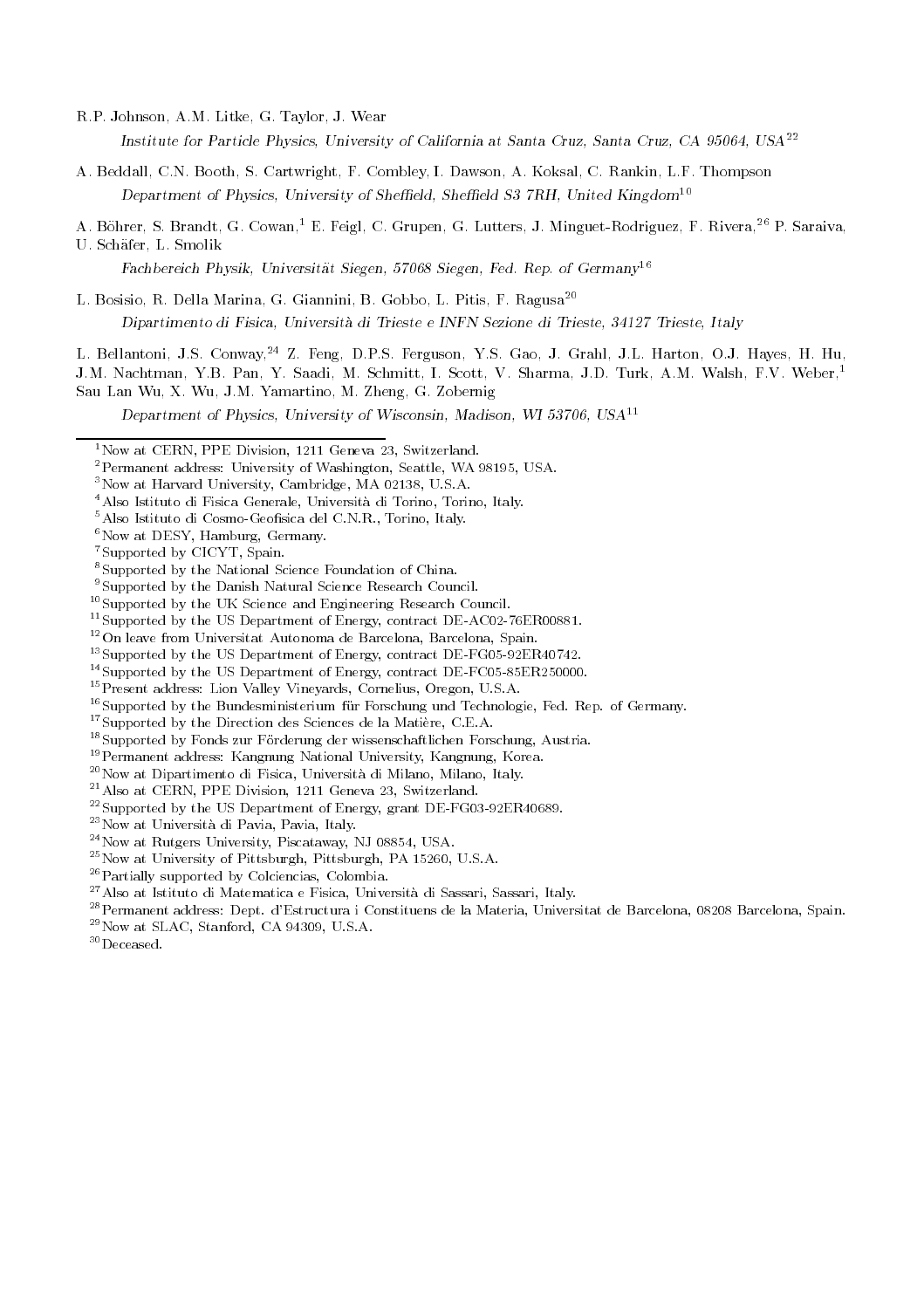R.P. Johnson, A.M. Litke, G. Taylor, J. Wear

*Institute for Particle Physics, University of California at Santa Cruz, Santa Cruz, CA 95064, USA*[22]

A. Beddall, C.N. Booth, S. Cartwright, F. Combley, I. Dawson, A. Koksal, C. Rankin, L.F. Thompson

*Department of Physics, University of Sheffield, Sheffield S3 7RH, United Kingdom*[10]

A. Böhrer, S. Brandt, G. Cowan,[1] E. Feigl, C. Grupen, G. Lutters, J. Minguet-Rodriguez, F. Rivera,[26] P. Saraiva, U. Schäfer, L. Smolik

*Fachbereich Physik, Universität Siegen, 57068 Siegen, Fed. Rep. of Germany*[16]

L. Bosisio, R. Della Marina, G. Giannini, B. Gobbo, L. Pitis, F. Ragusa[20]

*Dipartimento di Fisica, Università di Trieste e INFN Sezione di Trieste, 34127 Trieste, Italy*

L. Bellantoni, J.S. Conway,[24] Z. Feng, D.P.S. Ferguson, Y.S. Gao, J. Grahl, J.L. Harton, O.J. Hayes, H. Hu, J.M. Nachtman, Y.B. Pan, Y. Saadi, M. Schmitt, I. Scott, V. Sharma, J.D. Turk, A.M. Walsh, F.V. Weber,[1] Sau Lan Wu, X. Wu, J.M. Yamartino, M. Zheng, G. Zobernig

*Department of Physics, University of Wisconsin, Madison, WI 53706, USA*[11]

---

[1] Now at CERN, PPE Division, 1211 Geneva 23, Switzerland.
[2] Permanent address: University of Washington, Seattle, WA 98195, USA.
[3] Now at Harvard University, Cambridge, MA 02138, U.S.A.
[4] Also Istituto di Fisica Generale, Università di Torino, Torino, Italy.
[5] Also Istituto di Cosmo-Geofisica del C.N.R., Torino, Italy.
[6] Now at DESY, Hamburg, Germany.
[7] Supported by CICYT, Spain.
[8] Supported by the National Science Foundation of China.
[9] Supported by the Danish Natural Science Research Council.
[10] Supported by the UK Science and Engineering Research Council.
[11] Supported by the US Department of Energy, contract DE-AC02-76ER00881.
[12] On leave from Universitat Autonoma de Barcelona, Barcelona, Spain.
[13] Supported by the US Department of Energy, contract DE-FG05-92ER40742.
[14] Supported by the US Department of Energy, contract DE-FC05-85ER250000.
[15] Present address: Lion Valley Vineyards, Cornelius, Oregon, U.S.A.
[16] Supported by the Bundesministerium für Forschung und Technologie, Fed. Rep. of Germany.
[17] Supported by the Direction des Sciences de la Matière, C.E.A.
[18] Supported by Fonds zur Förderung der wissenschaftlichen Forschung, Austria.
[19] Permanent address: Kangnung National University, Kangnung, Korea.
[20] Now at Dipartimento di Fisica, Università di Milano, Milano, Italy.
[21] Also at CERN, PPE Division, 1211 Geneva 23, Switzerland.
[22] Supported by the US Department of Energy, grant DE-FG03-92ER40689.
[23] Now at Università di Pavia, Pavia, Italy.
[24] Now at Rutgers University, Piscataway, NJ 08854, USA.
[25] Now at University of Pittsburgh, Pittsburgh, PA 15260, U.S.A.
[26] Partially supported by Colciencias, Colombia.
[27] Also at Istituto di Matematica e Fisica, Università di Sassari, Sassari, Italy.
[28] Permanent address: Dept. d'Estructura i Constituens de la Materia, Universitat de Barcelona, 08208 Barcelona, Spain.
[29] Now at SLAC, Stanford, CA 94309, U.S.A.
[30] Deceased.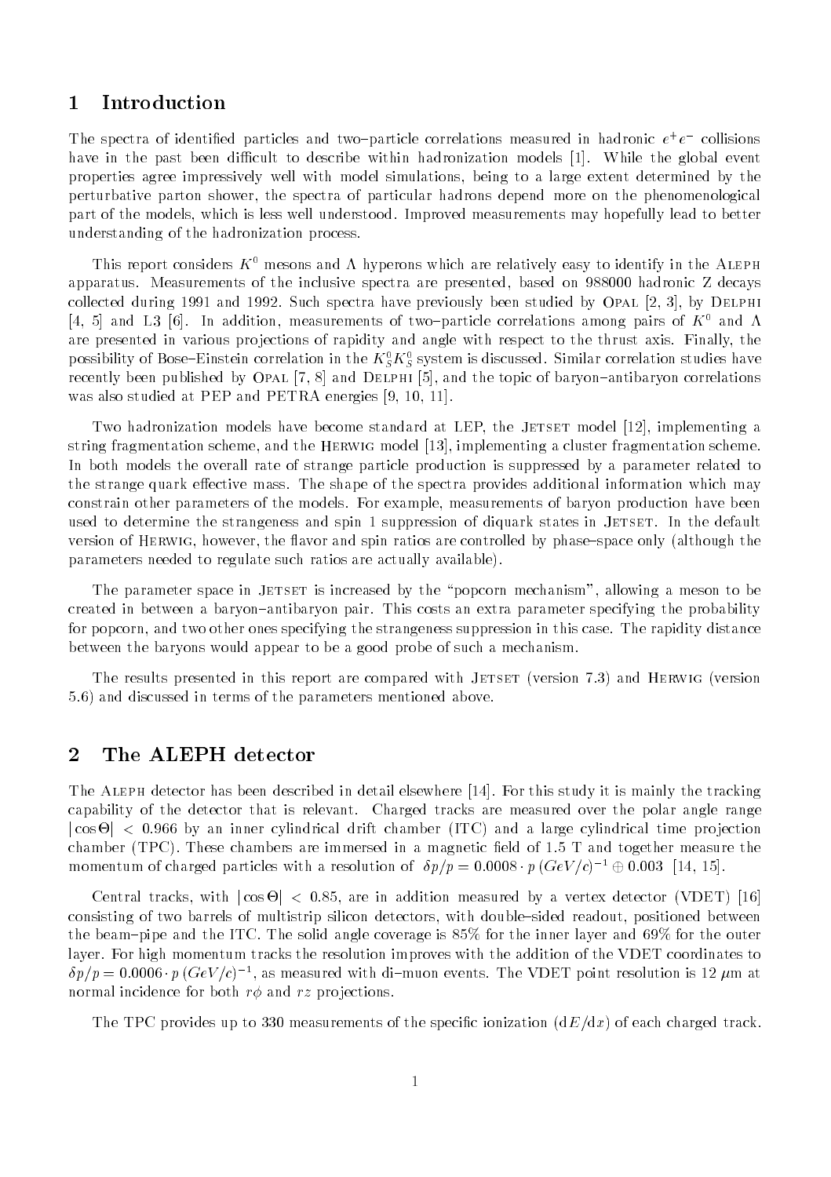# 1 Introduction

The spectra of identified particles and two–particle correlations measured in hadronic $e^+e^-$ collisions have in the past been difficult to describe within hadronization models [1]. While the global event properties agree impressively well with model simulations, being to a large extent determined by the perturbative parton shower, the spectra of particular hadrons depend more on the phenomenological part of the models, which is less well understood. Improved measurements may hopefully lead to better understanding of the hadronization process.

This report considers $K^0$ mesons and $\Lambda$ hyperons which are relatively easy to identify in the ALEPH apparatus. Measurements of the inclusive spectra are presented, based on 988000 hadronic Z decays collected during 1991 and 1992. Such spectra have previously been studied by OPAL [2, 3], by DELPHI [4, 5] and L3 [6]. In addition, measurements of two–particle correlations among pairs of $K^0$ and $\Lambda$ are presented in various projections of rapidity and angle with respect to the thrust axis. Finally, the possibility of Bose–Einstein correlation in the $K^0_S K^0_S$ system is discussed. Similar correlation studies have recently been published by OPAL [7, 8] and DELPHI [5], and the topic of baryon–antibaryon correlations was also studied at PEP and PETRA energies [9, 10, 11].

Two hadronization models have become standard at LEP, the JETSET model [12], implementing a string fragmentation scheme, and the HERWIG model [13], implementing a cluster fragmentation scheme. In both models the overall rate of strange particle production is suppressed by a parameter related to the strange quark effective mass. The shape of the spectra provides additional information which may constrain other parameters of the models. For example, measurements of baryon production have been used to determine the strangeness and spin 1 suppression of diquark states in JETSET. In the default version of HERWIG, however, the flavor and spin ratios are controlled by phase–space only (although the parameters needed to regulate such ratios are actually available).

The parameter space in JETSET is increased by the "popcorn mechanism", allowing a meson to be created in between a baryon–antibaryon pair. This costs an extra parameter specifying the probability for popcorn, and two other ones specifying the strangeness suppression in this case. The rapidity distance between the baryons would appear to be a good probe of such a mechanism.

The results presented in this report are compared with JETSET (version 7.3) and HERWIG (version 5.6) and discussed in terms of the parameters mentioned above.

# 2 The ALEPH detector

The ALEPH detector has been described in detail elsewhere [14]. For this study it is mainly the tracking capability of the detector that is relevant. Charged tracks are measured over the polar angle range $|\cos\Theta| < 0.966$ by an inner cylindrical drift chamber (ITC) and a large cylindrical time projection chamber (TPC). These chambers are immersed in a magnetic field of 1.5 T and together measure the momentum of charged particles with a resolution of $\delta p/p = 0.0008 \cdot p\ (GeV/c)^{-1} \oplus 0.003$ [14, 15].

Central tracks, with $|\cos\Theta| < 0.85$, are in addition measured by a vertex detector (VDET) [16] consisting of two barrels of multistrip silicon detectors, with double–sided readout, positioned between the beam–pipe and the ITC. The solid angle coverage is 85% for the inner layer and 69% for the outer layer. For high momentum tracks the resolution improves with the addition of the VDET coordinates to $\delta p/p = 0.0006 \cdot p\ (GeV/c)^{-1}$, as measured with di–muon events. The VDET point resolution is 12 $\mu$m at normal incidence for both $r\phi$ and $rz$ projections.

The TPC provides up to 330 measurements of the specific ionization ($dE/dx$) of each charged track.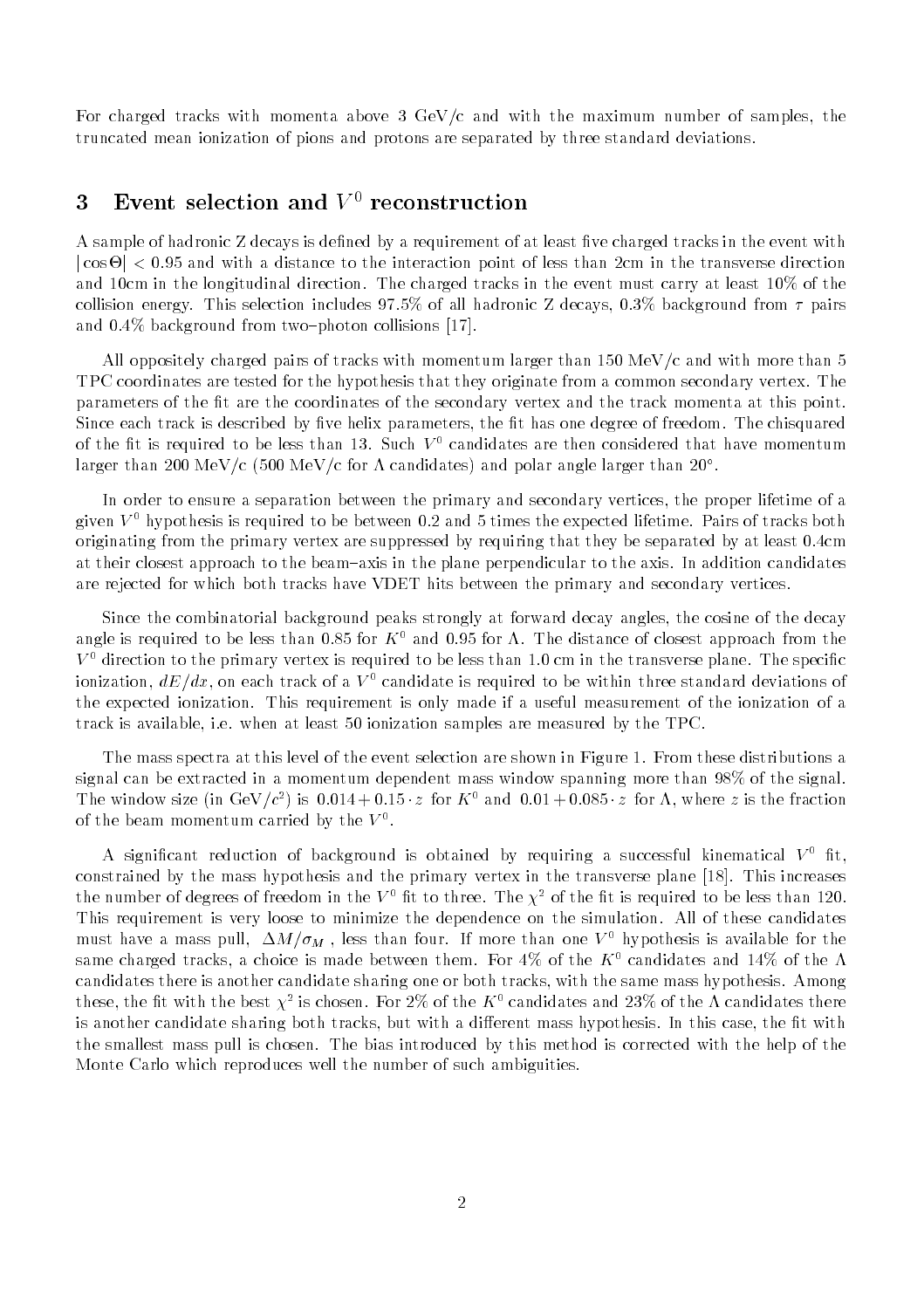For charged tracks with momenta above 3 GeV/c and with the maximum number of samples, the truncated mean ionization of pions and protons are separated by three standard deviations.

## 3 Event selection and $V^0$ reconstruction

A sample of hadronic Z decays is defined by a requirement of at least five charged tracks in the event with $|\cos\Theta| < 0.95$ and with a distance to the interaction point of less than 2cm in the transverse direction and 10cm in the longitudinal direction. The charged tracks in the event must carry at least 10% of the collision energy. This selection includes 97.5% of all hadronic Z decays, 0.3% background from $\tau$ pairs and 0.4% background from two–photon collisions [17].

All oppositely charged pairs of tracks with momentum larger than 150 MeV/c and with more than 5 TPC coordinates are tested for the hypothesis that they originate from a common secondary vertex. The parameters of the fit are the coordinates of the secondary vertex and the track momenta at this point. Since each track is described by five helix parameters, the fit has one degree of freedom. The chisquared of the fit is required to be less than 13. Such $V^0$ candidates are then considered that have momentum larger than 200 MeV/c (500 MeV/c for $\Lambda$ candidates) and polar angle larger than 20°.

In order to ensure a separation between the primary and secondary vertices, the proper lifetime of a given $V^0$ hypothesis is required to be between 0.2 and 5 times the expected lifetime. Pairs of tracks both originating from the primary vertex are suppressed by requiring that they be separated by at least 0.4cm at their closest approach to the beam–axis in the plane perpendicular to the axis. In addition candidates are rejected for which both tracks have VDET hits between the primary and secondary vertices.

Since the combinatorial background peaks strongly at forward decay angles, the cosine of the decay angle is required to be less than 0.85 for $K^0$ and 0.95 for $\Lambda$. The distance of closest approach from the $V^0$ direction to the primary vertex is required to be less than 1.0 cm in the transverse plane. The specific ionization, $dE/dx$, on each track of a $V^0$ candidate is required to be within three standard deviations of the expected ionization. This requirement is only made if a useful measurement of the ionization of a track is available, i.e. when at least 50 ionization samples are measured by the TPC.

The mass spectra at this level of the event selection are shown in Figure 1. From these distributions a signal can be extracted in a momentum dependent mass window spanning more than 98% of the signal. The window size (in GeV/$c^2$) is $0.014 + 0.15 \cdot z$ for $K^0$ and $0.01 + 0.085 \cdot z$ for $\Lambda$, where $z$ is the fraction of the beam momentum carried by the $V^0$.

A significant reduction of background is obtained by requiring a successful kinematical $V^0$ fit, constrained by the mass hypothesis and the primary vertex in the transverse plane [18]. This increases the number of degrees of freedom in the $V^0$ fit to three. The $\chi^2$ of the fit is required to be less than 120. This requirement is very loose to minimize the dependence on the simulation. All of these candidates must have a mass pull, $\Delta M/\sigma_M$ , less than four. If more than one $V^0$ hypothesis is available for the same charged tracks, a choice is made between them. For 4% of the $K^0$ candidates and 14% of the $\Lambda$ candidates there is another candidate sharing one or both tracks, with the same mass hypothesis. Among these, the fit with the best $\chi^2$ is chosen. For 2% of the $K^0$ candidates and 23% of the $\Lambda$ candidates there is another candidate sharing both tracks, but with a different mass hypothesis. In this case, the fit with the smallest mass pull is chosen. The bias introduced by this method is corrected with the help of the Monte Carlo which reproduces well the number of such ambiguities.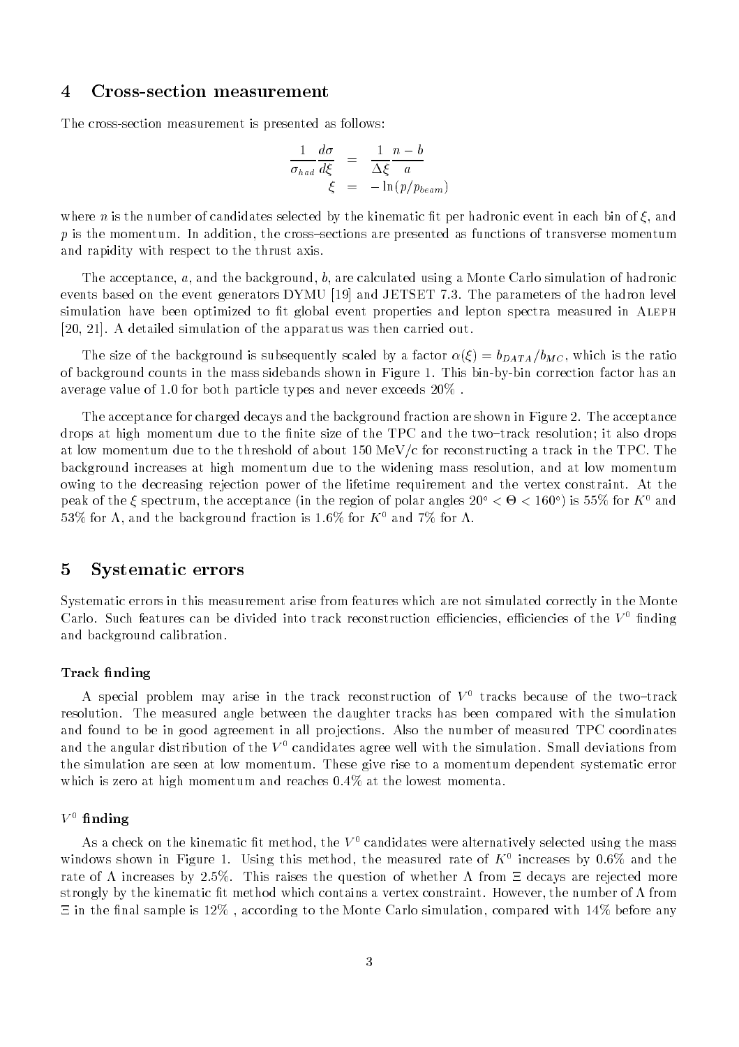## 4 Cross-section measurement

The cross-section measurement is presented as follows:

$$\frac{1}{\sigma_{had}}\frac{d\sigma}{d\xi} = \frac{1}{\Delta\xi}\frac{n-b}{a}$$
$$\xi = -\ln(p/p_{beam})$$

where $n$ is the number of candidates selected by the kinematic fit per hadronic event in each bin of $\xi$, and $p$ is the momentum. In addition, the cross–sections are presented as functions of transverse momentum and rapidity with respect to the thrust axis.

The acceptance, $a$, and the background, $b$, are calculated using a Monte Carlo simulation of hadronic events based on the event generators DYMU [19] and JETSET 7.3. The parameters of the hadron level simulation have been optimized to fit global event properties and lepton spectra measured in ALEPH [20, 21]. A detailed simulation of the apparatus was then carried out.

The size of the background is subsequently scaled by a factor $\alpha(\xi) = b_{DATA}/b_{MC}$, which is the ratio of background counts in the mass sidebands shown in Figure 1. This bin-by-bin correction factor has an average value of 1.0 for both particle types and never exceeds 20% .

The acceptance for charged decays and the background fraction are shown in Figure 2. The acceptance drops at high momentum due to the finite size of the TPC and the two–track resolution; it also drops at low momentum due to the threshold of about 150 MeV/c for reconstructing a track in the TPC. The background increases at high momentum due to the widening mass resolution, and at low momentum owing to the decreasing rejection power of the lifetime requirement and the vertex constraint. At the peak of the $\xi$ spectrum, the acceptance (in the region of polar angles $20^\circ < \Theta < 160^\circ$) is 55% for $K^0$ and 53% for $\Lambda$, and the background fraction is 1.6% for $K^0$ and 7% for $\Lambda$.

## 5 Systematic errors

Systematic errors in this measurement arise from features which are not simulated correctly in the Monte Carlo. Such features can be divided into track reconstruction efficiencies, efficiencies of the $V^0$ finding and background calibration.

#### Track finding

A special problem may arise in the track reconstruction of $V^0$ tracks because of the two–track resolution. The measured angle between the daughter tracks has been compared with the simulation and found to be in good agreement in all projections. Also the number of measured TPC coordinates and the angular distribution of the $V^0$ candidates agree well with the simulation. Small deviations from the simulation are seen at low momentum. These give rise to a momentum dependent systematic error which is zero at high momentum and reaches 0.4% at the lowest momenta.

#### $V^0$ finding

As a check on the kinematic fit method, the $V^0$ candidates were alternatively selected using the mass windows shown in Figure 1. Using this method, the measured rate of $K^0$ increases by 0.6% and the rate of $\Lambda$ increases by 2.5%. This raises the question of whether $\Lambda$ from $\Xi$ decays are rejected more strongly by the kinematic fit method which contains a vertex constraint. However, the number of $\Lambda$ from $\Xi$ in the final sample is 12% , according to the Monte Carlo simulation, compared with 14% before any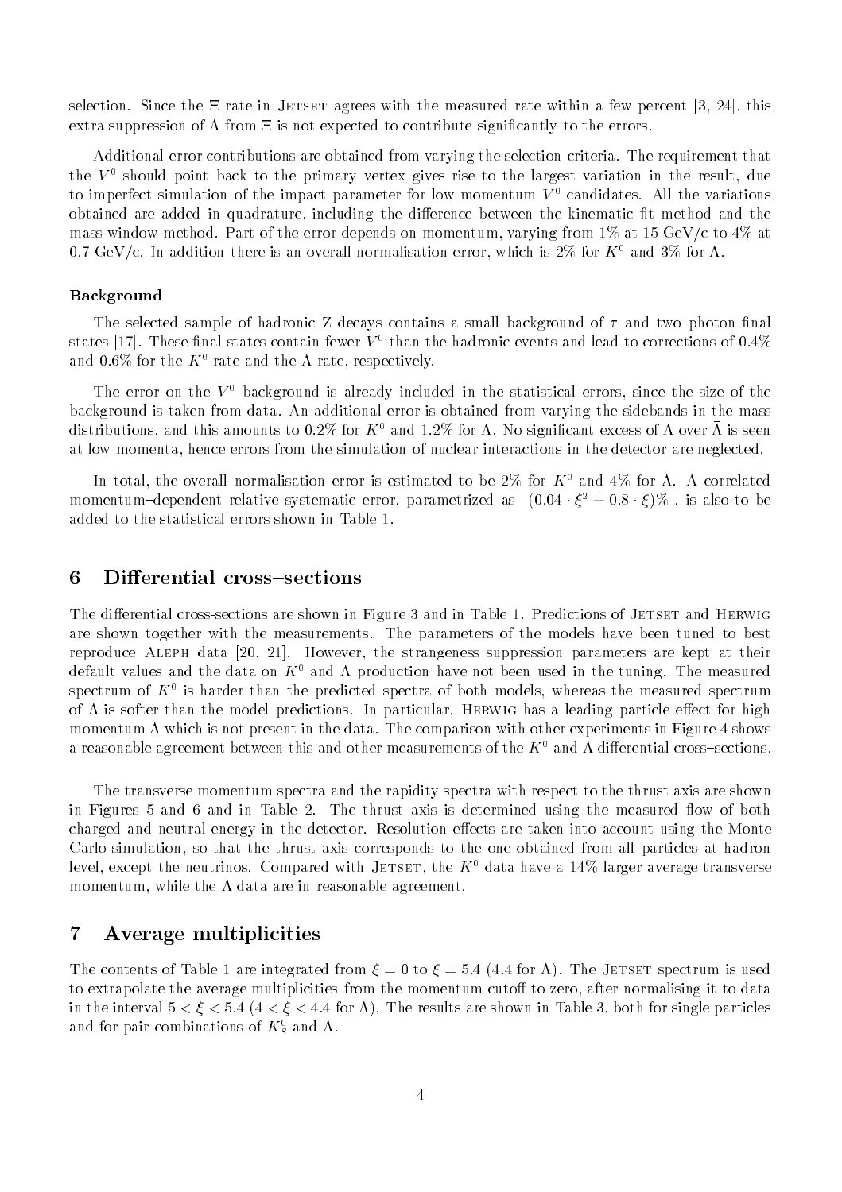selection. Since the $\Xi$ rate in JETSET agrees with the measured rate within a few percent [3, 24], this extra suppression of $\Lambda$ from $\Xi$ is not expected to contribute significantly to the errors.

Additional error contributions are obtained from varying the selection criteria. The requirement that the $V^0$ should point back to the primary vertex gives rise to the largest variation in the result, due to imperfect simulation of the impact parameter for low momentum $V^0$ candidates. All the variations obtained are added in quadrature, including the difference between the kinematic fit method and the mass window method. Part of the error depends on momentum, varying from 1% at 15 GeV/c to 4% at 0.7 GeV/c. In addition there is an overall normalisation error, which is 2% for $K^0$ and 3% for $\Lambda$.

**Background**

The selected sample of hadronic Z decays contains a small background of $\tau$ and two–photon final states [17]. These final states contain fewer $V^0$ than the hadronic events and lead to corrections of 0.4% and 0.6% for the $K^0$ rate and the $\Lambda$ rate, respectively.

The error on the $V^0$ background is already included in the statistical errors, since the size of the background is taken from data. An additional error is obtained from varying the sidebands in the mass distributions, and this amounts to 0.2% for $K^0$ and 1.2% for $\Lambda$. No significant excess of $\Lambda$ over $\bar{\Lambda}$ is seen at low momenta, hence errors from the simulation of nuclear interactions in the detector are neglected.

In total, the overall normalisation error is estimated to be 2% for $K^0$ and 4% for $\Lambda$. A correlated momentum–dependent relative systematic error, parametrized as $(0.04 \cdot \xi^2 + 0.8 \cdot \xi)\%$ , is also to be added to the statistical errors shown in Table 1.

## 6 Differential cross–sections

The differential cross-sections are shown in Figure 3 and in Table 1. Predictions of JETSET and HERWIG are shown together with the measurements. The parameters of the models have been tuned to best reproduce ALEPH data [20, 21]. However, the strangeness suppression parameters are kept at their default values and the data on $K^0$ and $\Lambda$ production have not been used in the tuning. The measured spectrum of $K^0$ is harder than the predicted spectra of both models, whereas the measured spectrum of $\Lambda$ is softer than the model predictions. In particular, HERWIG has a leading particle effect for high momentum $\Lambda$ which is not present in the data. The comparison with other experiments in Figure 4 shows a reasonable agreement between this and other measurements of the $K^0$ and $\Lambda$ differential cross–sections.

The transverse momentum spectra and the rapidity spectra with respect to the thrust axis are shown in Figures 5 and 6 and in Table 2. The thrust axis is determined using the measured flow of both charged and neutral energy in the detector. Resolution effects are taken into account using the Monte Carlo simulation, so that the thrust axis corresponds to the one obtained from all particles at hadron level, except the neutrinos. Compared with JETSET, the $K^0$ data have a 14% larger average transverse momentum, while the $\Lambda$ data are in reasonable agreement.

## 7 Average multiplicities

The contents of Table 1 are integrated from $\xi = 0$ to $\xi = 5.4$ (4.4 for $\Lambda$). The JETSET spectrum is used to extrapolate the average multiplicities from the momentum cutoff to zero, after normalising it to data in the interval $5 < \xi < 5.4$ ($4 < \xi < 4.4$ for $\Lambda$). The results are shown in Table 3, both for single particles and for pair combinations of $K^0_S$ and $\Lambda$.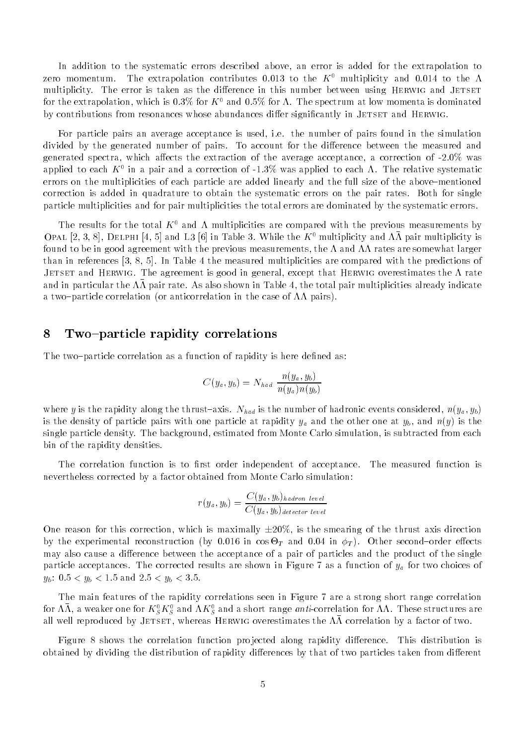In addition to the systematic errors described above, an error is added for the extrapolation to zero momentum. The extrapolation contributes 0.013 to the $K^0$ multiplicity and 0.014 to the $\Lambda$ multiplicity. The error is taken as the difference in this number between using HERWIG and JETSET for the extrapolation, which is 0.3% for $K^0$ and 0.5% for $\Lambda$. The spectrum at low momenta is dominated by contributions from resonances whose abundances differ significantly in JETSET and HERWIG.

For particle pairs an average acceptance is used, i.e. the number of pairs found in the simulation divided by the generated number of pairs. To account for the difference between the measured and generated spectra, which affects the extraction of the average acceptance, a correction of -2.0% was applied to each $K^0$ in a pair and a correction of -1.3% was applied to each $\Lambda$. The relative systematic errors on the multiplicities of each particle are added linearly and the full size of the above–mentioned correction is added in quadrature to obtain the systematic errors on the pair rates. Both for single particle multiplicities and for pair multiplicities the total errors are dominated by the systematic errors.

The results for the total $K^0$ and $\Lambda$ multiplicities are compared with the previous measurements by OPAL [2, 3, 8], DELPHI [4, 5] and L3 [6] in Table 3. While the $K^0$ multiplicity and $\Lambda\bar{\Lambda}$ pair multiplicity is found to be in good agreement with the previous measurements, the $\Lambda$ and $\Lambda\Lambda$ rates are somewhat larger than in references [3, 8, 5]. In Table 4 the measured multiplicities are compared with the predictions of JETSET and HERWIG. The agreement is good in general, except that HERWIG overestimates the $\Lambda$ rate and in particular the $\Lambda\bar{\Lambda}$ pair rate. As also shown in Table 4, the total pair multiplicities already indicate a two–particle correlation (or anticorrelation in the case of $\Lambda\Lambda$ pairs).

# 8 Two–particle rapidity correlations

The two–particle correlation as a function of rapidity is here defined as:

$$C(y_a, y_b) = N_{had} \; \frac{n(y_a, y_b)}{n(y_a)n(y_b)}$$

where $y$ is the rapidity along the thrust–axis. $N_{had}$ is the number of hadronic events considered, $n(y_a, y_b)$ is the density of particle pairs with one particle at rapidity $y_a$ and the other one at $y_b$, and $n(y)$ is the single particle density. The background, estimated from Monte Carlo simulation, is subtracted from each bin of the rapidity densities.

The correlation function is to first order independent of acceptance. The measured function is nevertheless corrected by a factor obtained from Monte Carlo simulation:

$$r(y_a, y_b) = \frac{C(y_a, y_b)_{hadron\ level}}{C(y_a, y_b)_{detector\ level}}$$

One reason for this correction, which is maximally $\pm 20\%$, is the smearing of the thrust axis direction by the experimental reconstruction (by 0.016 in $\cos\Theta_T$ and 0.04 in $\phi_T$). Other second–order effects may also cause a difference between the acceptance of a pair of particles and the product of the single particle acceptances. The corrected results are shown in Figure 7 as a function of $y_a$ for two choices of $y_b$: $0.5 < y_b < 1.5$ and $2.5 < y_b < 3.5$.

The main features of the rapidity correlations seen in Figure 7 are a strong short range correlation for $\Lambda\bar{\Lambda}$, a weaker one for $K^0_S K^0_S$ and $\Lambda K^0_S$ and a short range *anti*-correlation for $\Lambda\Lambda$. These structures are all well reproduced by JETSET, whereas HERWIG overestimates the $\Lambda\bar{\Lambda}$ correlation by a factor of two.

Figure 8 shows the correlation function projected along rapidity difference. This distribution is obtained by dividing the distribution of rapidity differences by that of two particles taken from different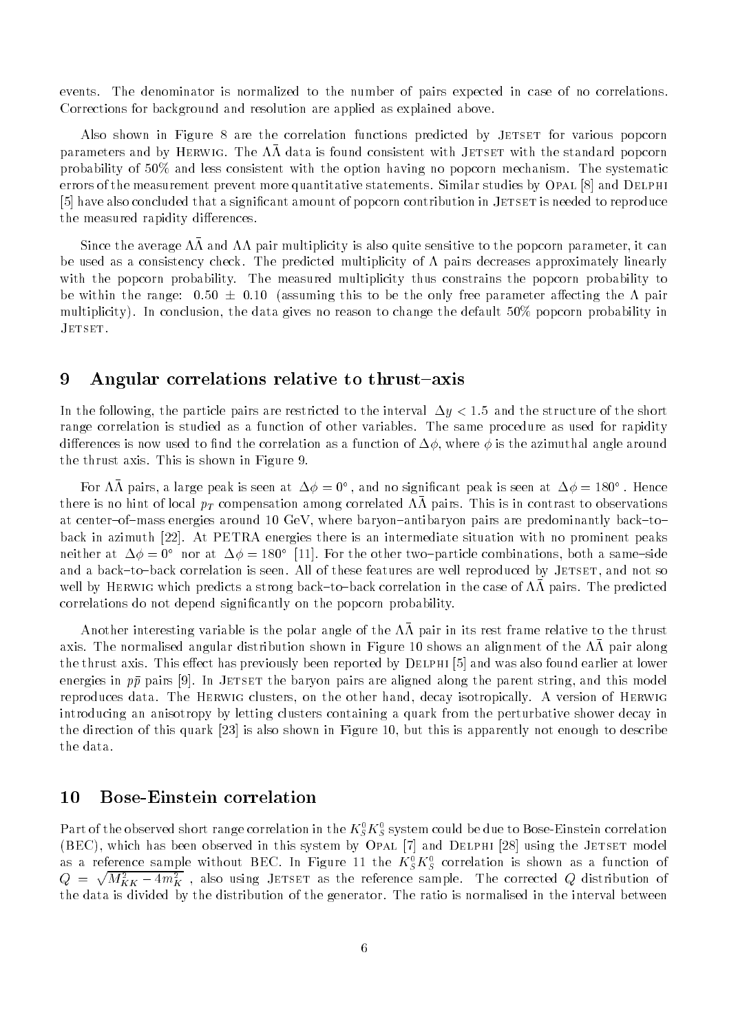events. The denominator is normalized to the number of pairs expected in case of no correlations. Corrections for background and resolution are applied as explained above.

Also shown in Figure 8 are the correlation functions predicted by JETSET for various popcorn parameters and by HERWIG. The $\Lambda\bar{\Lambda}$ data is found consistent with JETSET with the standard popcorn probability of 50% and less consistent with the option having no popcorn mechanism. The systematic errors of the measurement prevent more quantitative statements. Similar studies by OPAL [8] and DELPHI [5] have also concluded that a significant amount of popcorn contribution in JETSET is needed to reproduce the measured rapidity differences.

Since the average $\Lambda\bar{\Lambda}$ and $\Lambda\Lambda$ pair multiplicity is also quite sensitive to the popcorn parameter, it can be used as a consistency check. The predicted multiplicity of $\Lambda$ pairs decreases approximately linearly with the popcorn probability. The measured multiplicity thus constrains the popcorn probability to be within the range: $0.50 \pm 0.10$ (assuming this to be the only free parameter affecting the $\Lambda$ pair multiplicity). In conclusion, the data gives no reason to change the default 50% popcorn probability in JETSET.

## 9 Angular correlations relative to thrust–axis

In the following, the particle pairs are restricted to the interval $\Delta y < 1.5$ and the structure of the short range correlation is studied as a function of other variables. The same procedure as used for rapidity differences is now used to find the correlation as a function of $\Delta\phi$, where $\phi$ is the azimuthal angle around the thrust axis. This is shown in Figure 9.

For $\Lambda\bar{\Lambda}$ pairs, a large peak is seen at $\Delta\phi = 0^{\circ}$, and no significant peak is seen at $\Delta\phi = 180^{\circ}$. Hence there is no hint of local $p_T$ compensation among correlated $\Lambda\bar{\Lambda}$ pairs. This is in contrast to observations at center–of–mass energies around 10 GeV, where baryon–antibaryon pairs are predominantly back–to–back in azimuth [22]. At PETRA energies there is an intermediate situation with no prominent peaks neither at $\Delta\phi = 0^{\circ}$ nor at $\Delta\phi = 180^{\circ}$ [11]. For the other two–particle combinations, both a same–side and a back–to–back correlation is seen. All of these features are well reproduced by JETSET, and not so well by HERWIG which predicts a strong back–to–back correlation in the case of $\Lambda\bar{\Lambda}$ pairs. The predicted correlations do not depend significantly on the popcorn probability.

Another interesting variable is the polar angle of the $\Lambda\bar{\Lambda}$ pair in its rest frame relative to the thrust axis. The normalised angular distribution shown in Figure 10 shows an alignment of the $\Lambda\bar{\Lambda}$ pair along the thrust axis. This effect has previously been reported by DELPHI [5] and was also found earlier at lower energies in $p\bar{p}$ pairs [9]. In JETSET the baryon pairs are aligned along the parent string, and this model reproduces data. The HERWIG clusters, on the other hand, decay isotropically. A version of HERWIG introducing an anisotropy by letting clusters containing a quark from the perturbative shower decay in the direction of this quark [23] is also shown in Figure 10, but this is apparently not enough to describe the data.

## 10 Bose-Einstein correlation

Part of the observed short range correlation in the $K^0_S K^0_S$ system could be due to Bose-Einstein correlation (BEC), which has been observed in this system by OPAL [7] and DELPHI [28] using the JETSET model as a reference sample without BEC. In Figure 11 the $K^0_S K^0_S$ correlation is shown as a function of $Q = \sqrt{M^2_{KK} - 4m^2_K}$, also using JETSET as the reference sample. The corrected $Q$ distribution of the data is divided by the distribution of the generator. The ratio is normalised in the interval between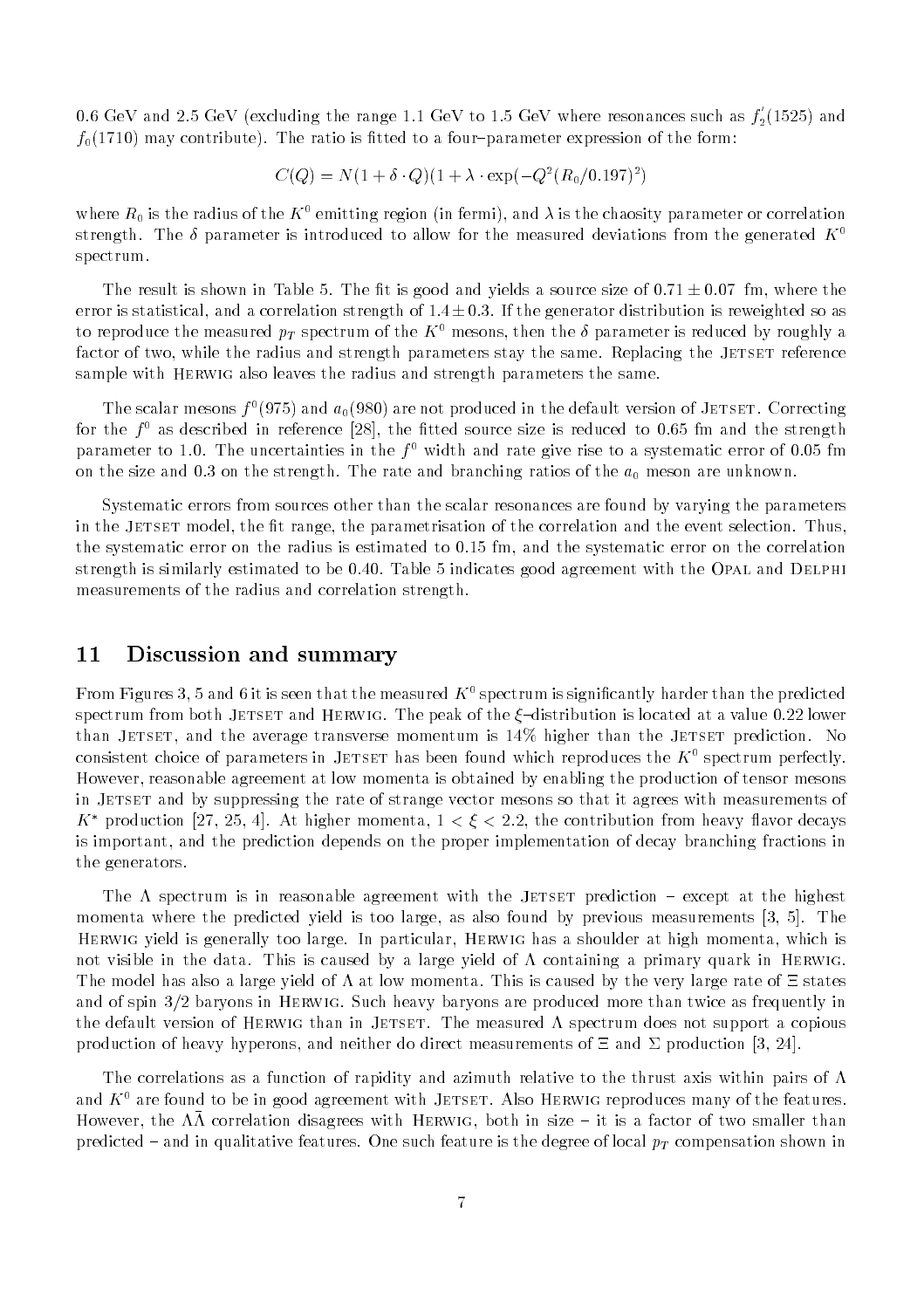0.6 GeV and 2.5 GeV (excluding the range 1.1 GeV to 1.5 GeV where resonances such as $f_2^{'}(1525)$ and $f_0(1710)$ may contribute). The ratio is fitted to a four–parameter expression of the form:

$$C(Q) = N(1 + \delta \cdot Q)(1 + \lambda \cdot \exp(-Q^2(R_0/0.197)^2)$$

where $R_0$ is the radius of the $K^0$ emitting region (in fermi), and $\lambda$ is the chaosity parameter or correlation strength. The $\delta$ parameter is introduced to allow for the measured deviations from the generated $K^0$ spectrum.

The result is shown in Table 5. The fit is good and yields a source size of $0.71 \pm 0.07$ fm, where the error is statistical, and a correlation strength of $1.4 \pm 0.3$. If the generator distribution is reweighted so as to reproduce the measured $p_T$ spectrum of the $K^0$ mesons, then the $\delta$ parameter is reduced by roughly a factor of two, while the radius and strength parameters stay the same. Replacing the Jetset reference sample with Herwig also leaves the radius and strength parameters the same.

The scalar mesons $f^0(975)$ and $a_0(980)$ are not produced in the default version of Jetset. Correcting for the $f^0$ as described in reference [28], the fitted source size is reduced to 0.65 fm and the strength parameter to 1.0. The uncertainties in the $f^0$ width and rate give rise to a systematic error of 0.05 fm on the size and 0.3 on the strength. The rate and branching ratios of the $a_0$ meson are unknown.

Systematic errors from sources other than the scalar resonances are found by varying the parameters in the Jetset model, the fit range, the parametrisation of the correlation and the event selection. Thus, the systematic error on the radius is estimated to 0.15 fm, and the systematic error on the correlation strength is similarly estimated to be 0.40. Table 5 indicates good agreement with the Opal and Delphi measurements of the radius and correlation strength.

## 11 Discussion and summary

From Figures 3, 5 and 6 it is seen that the measured $K^0$ spectrum is significantly harder than the predicted spectrum from both Jetset and Herwig. The peak of the $\xi$–distribution is located at a value 0.22 lower than Jetset, and the average transverse momentum is 14% higher than the Jetset prediction. No consistent choice of parameters in Jetset has been found which reproduces the $K^0$ spectrum perfectly. However, reasonable agreement at low momenta is obtained by enabling the production of tensor mesons in Jetset and by suppressing the rate of strange vector mesons so that it agrees with measurements of $K^*$ production [27, 25, 4]. At higher momenta, $1 < \xi < 2.2$, the contribution from heavy flavor decays is important, and the prediction depends on the proper implementation of decay branching fractions in the generators.

The $\Lambda$ spectrum is in reasonable agreement with the Jetset prediction – except at the highest momenta where the predicted yield is too large, as also found by previous measurements [3, 5]. The Herwig yield is generally too large. In particular, Herwig has a shoulder at high momenta, which is not visible in the data. This is caused by a large yield of $\Lambda$ containing a primary quark in Herwig. The model has also a large yield of $\Lambda$ at low momenta. This is caused by the very large rate of $\Xi$ states and of spin 3/2 baryons in Herwig. Such heavy baryons are produced more than twice as frequently in the default version of Herwig than in Jetset. The measured $\Lambda$ spectrum does not support a copious production of heavy hyperons, and neither do direct measurements of $\Xi$ and $\Sigma$ production [3, 24].

The correlations as a function of rapidity and azimuth relative to the thrust axis within pairs of $\Lambda$ and $K^0$ are found to be in good agreement with Jetset. Also Herwig reproduces many of the features. However, the $\Lambda\bar{\Lambda}$ correlation disagrees with Herwig, both in size – it is a factor of two smaller than predicted – and in qualitative features. One such feature is the degree of local $p_T$ compensation shown in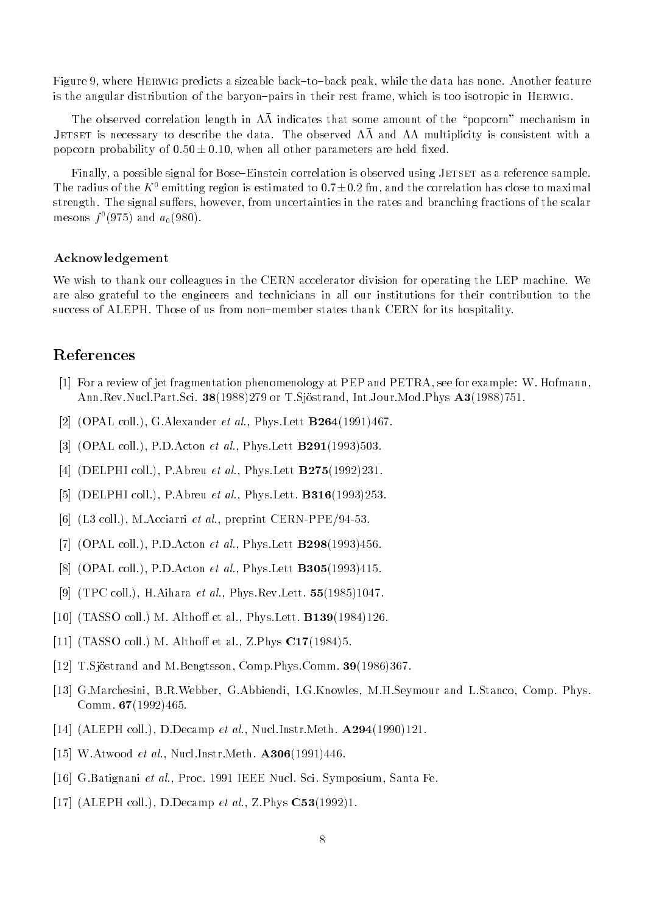Figure 9, where HERWIG predicts a sizeable back–to–back peak, while the data has none. Another feature is the angular distribution of the baryon–pairs in their rest frame, which is too isotropic in HERWIG.

The observed correlation length in $\Lambda\bar{\Lambda}$ indicates that some amount of the "popcorn" mechanism in JETSET is necessary to describe the data. The observed $\Lambda\bar{\Lambda}$ and $\Lambda\Lambda$ multiplicity is consistent with a popcorn probability of $0.50 \pm 0.10$, when all other parameters are held fixed.

Finally, a possible signal for Bose–Einstein correlation is observed using JETSET as a reference sample. The radius of the $K^0$ emitting region is estimated to $0.7 \pm 0.2$ fm, and the correlation has close to maximal strength. The signal suffers, however, from uncertainties in the rates and branching fractions of the scalar mesons $f^0(975)$ and $a_0(980)$.

### Acknowledgement

We wish to thank our colleagues in the CERN accelerator division for operating the LEP machine. We are also grateful to the engineers and technicians in all our institutions for their contribution to the success of ALEPH. Those of us from non–member states thank CERN for its hospitality.

## References

[1] For a review of jet fragmentation phenomenology at PEP and PETRA, see for example: W. Hofmann, Ann.Rev.Nucl.Part.Sci. **38**(1988)279 or T.Sjöstrand, Int.Jour.Mod.Phys **A3**(1988)751.

[2] (OPAL coll.), G.Alexander *et al.*, Phys.Lett **B264**(1991)467.

[3] (OPAL coll.), P.D.Acton *et al.*, Phys.Lett **B291**(1993)503.

[4] (DELPHI coll.), P.Abreu *et al.*, Phys.Lett **B275**(1992)231.

[5] (DELPHI coll.), P.Abreu *et al.*, Phys.Lett. **B316**(1993)253.

[6] (L3 coll.), M.Acciarri *et al.*, preprint CERN-PPE/94-53.

[7] (OPAL coll.), P.D.Acton *et al.*, Phys.Lett **B298**(1993)456.

[8] (OPAL coll.), P.D.Acton *et al.*, Phys.Lett **B305**(1993)415.

[9] (TPC coll.), H.Aihara *et al.*, Phys.Rev.Lett. **55**(1985)1047.

[10] (TASSO coll.) M. Althoff et al., Phys.Lett. **B139**(1984)126.

[11] (TASSO coll.) M. Althoff et al., Z.Phys **C17**(1984)5.

[12] T.Sjöstrand and M.Bengtsson, Comp.Phys.Comm. **39**(1986)367.

[13] G.Marchesini, B.R.Webber, G.Abbiendi, I.G.Knowles, M.H.Seymour and L.Stanco, Comp. Phys. Comm. **67**(1992)465.

[14] (ALEPH coll.), D.Decamp *et al.*, Nucl.Instr.Meth. **A294**(1990)121.

[15] W.Atwood *et al.*, Nucl.Instr.Meth. **A306**(1991)446.

[16] G.Batignani *et al.*, Proc. 1991 IEEE Nucl. Sci. Symposium, Santa Fe.

[17] (ALEPH coll.), D.Decamp *et al.*, Z.Phys **C53**(1992)1.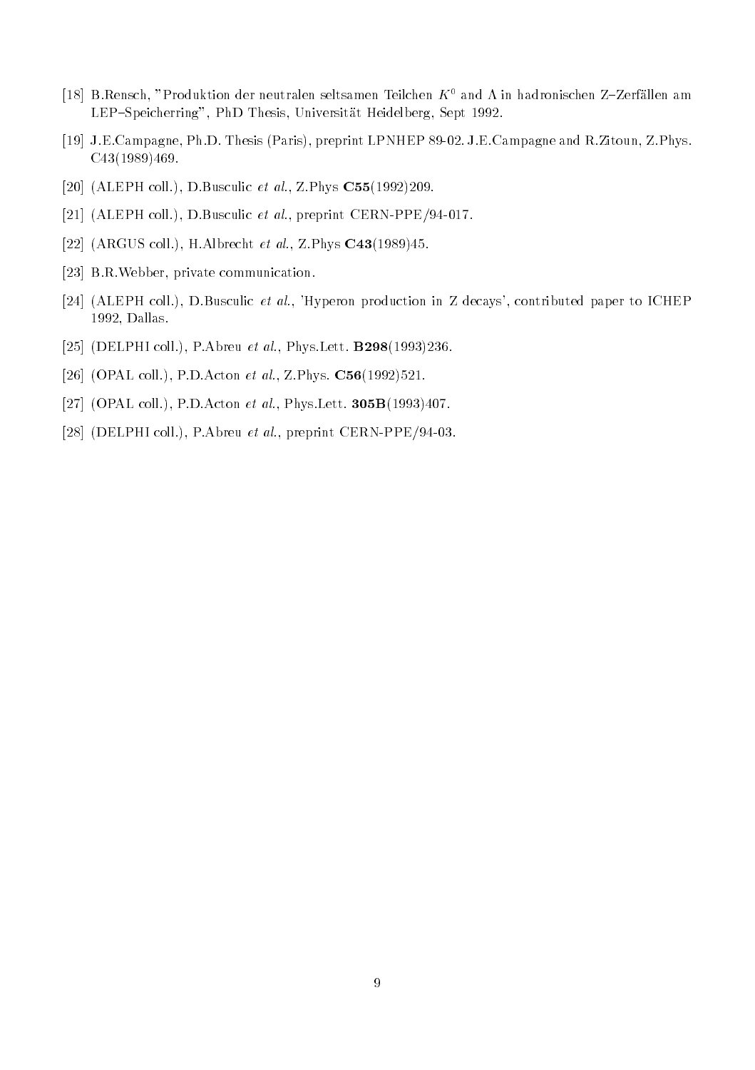[18] B.Rensch, "Produktion der neutralen seltsamen Teilchen $K^0$ and $\Lambda$ in hadronischen Z–Zerfällen am LEP–Speicherring", PhD Thesis, Universität Heidelberg, Sept 1992.

[19] J.E.Campagne, Ph.D. Thesis (Paris), preprint LPNHEP 89-02. J.E.Campagne and R.Zitoun, Z.Phys. C43(1989)469.

[20] (ALEPH coll.), D.Busculic *et al.*, Z.Phys **C55**(1992)209.

[21] (ALEPH coll.), D.Busculic *et al.*, preprint CERN-PPE/94-017.

[22] (ARGUS coll.), H.Albrecht *et al.*, Z.Phys **C43**(1989)45.

[23] B.R.Webber, private communication.

[24] (ALEPH coll.), D.Busculic *et al.*, 'Hyperon production in Z decays', contributed paper to ICHEP 1992, Dallas.

[25] (DELPHI coll.), P.Abreu *et al.*, Phys.Lett. **B298**(1993)236.

[26] (OPAL coll.), P.D.Acton *et al.*, Z.Phys. **C56**(1992)521.

[27] (OPAL coll.), P.D.Acton *et al.*, Phys.Lett. **305B**(1993)407.

[28] (DELPHI coll.), P.Abreu *et al.*, preprint CERN-PPE/94-03.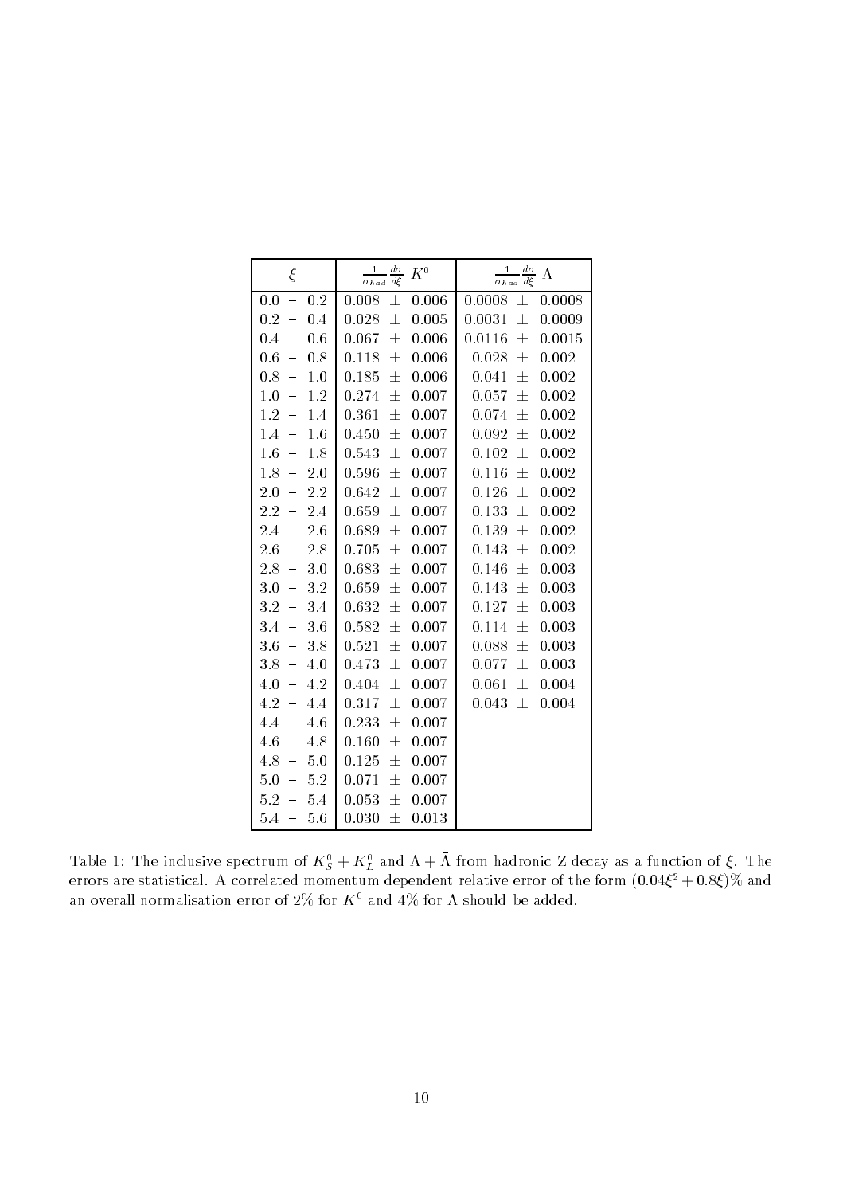| $\xi$ | $\frac{1}{\sigma_{had}} \frac{d\sigma}{d\xi}$ $K^0$ | $\frac{1}{\sigma_{had}} \frac{d\sigma}{d\xi}$ $\Lambda$ |
|---|---|---|
| 0.0 – 0.2 | 0.008 ± 0.006 | 0.0008 ± 0.0008 |
| 0.2 – 0.4 | 0.028 ± 0.005 | 0.0031 ± 0.0009 |
| 0.4 – 0.6 | 0.067 ± 0.006 | 0.0116 ± 0.0015 |
| 0.6 – 0.8 | 0.118 ± 0.006 | 0.028 ± 0.002 |
| 0.8 – 1.0 | 0.185 ± 0.006 | 0.041 ± 0.002 |
| 1.0 – 1.2 | 0.274 ± 0.007 | 0.057 ± 0.002 |
| 1.2 – 1.4 | 0.361 ± 0.007 | 0.074 ± 0.002 |
| 1.4 – 1.6 | 0.450 ± 0.007 | 0.092 ± 0.002 |
| 1.6 – 1.8 | 0.543 ± 0.007 | 0.102 ± 0.002 |
| 1.8 – 2.0 | 0.596 ± 0.007 | 0.116 ± 0.002 |
| 2.0 – 2.2 | 0.642 ± 0.007 | 0.126 ± 0.002 |
| 2.2 – 2.4 | 0.659 ± 0.007 | 0.133 ± 0.002 |
| 2.4 – 2.6 | 0.689 ± 0.007 | 0.139 ± 0.002 |
| 2.6 – 2.8 | 0.705 ± 0.007 | 0.143 ± 0.002 |
| 2.8 – 3.0 | 0.683 ± 0.007 | 0.146 ± 0.003 |
| 3.0 – 3.2 | 0.659 ± 0.007 | 0.143 ± 0.003 |
| 3.2 – 3.4 | 0.632 ± 0.007 | 0.127 ± 0.003 |
| 3.4 – 3.6 | 0.582 ± 0.007 | 0.114 ± 0.003 |
| 3.6 – 3.8 | 0.521 ± 0.007 | 0.088 ± 0.003 |
| 3.8 – 4.0 | 0.473 ± 0.007 | 0.077 ± 0.003 |
| 4.0 – 4.2 | 0.404 ± 0.007 | 0.061 ± 0.004 |
| 4.2 – 4.4 | 0.317 ± 0.007 | 0.043 ± 0.004 |
| 4.4 – 4.6 | 0.233 ± 0.007 | |
| 4.6 – 4.8 | 0.160 ± 0.007 | |
| 4.8 – 5.0 | 0.125 ± 0.007 | |
| 5.0 – 5.2 | 0.071 ± 0.007 | |
| 5.2 – 5.4 | 0.053 ± 0.007 | |
| 5.4 – 5.6 | 0.030 ± 0.013 | |

Table 1: The inclusive spectrum of $K_S^0 + K_L^0$ and $\Lambda + \bar{\Lambda}$ from hadronic Z decay as a function of $\xi$. The errors are statistical. A correlated momentum dependent relative error of the form $(0.04\xi^2 + 0.8\xi)\%$ and an overall normalisation error of 2% for $K^0$ and 4% for $\Lambda$ should be added.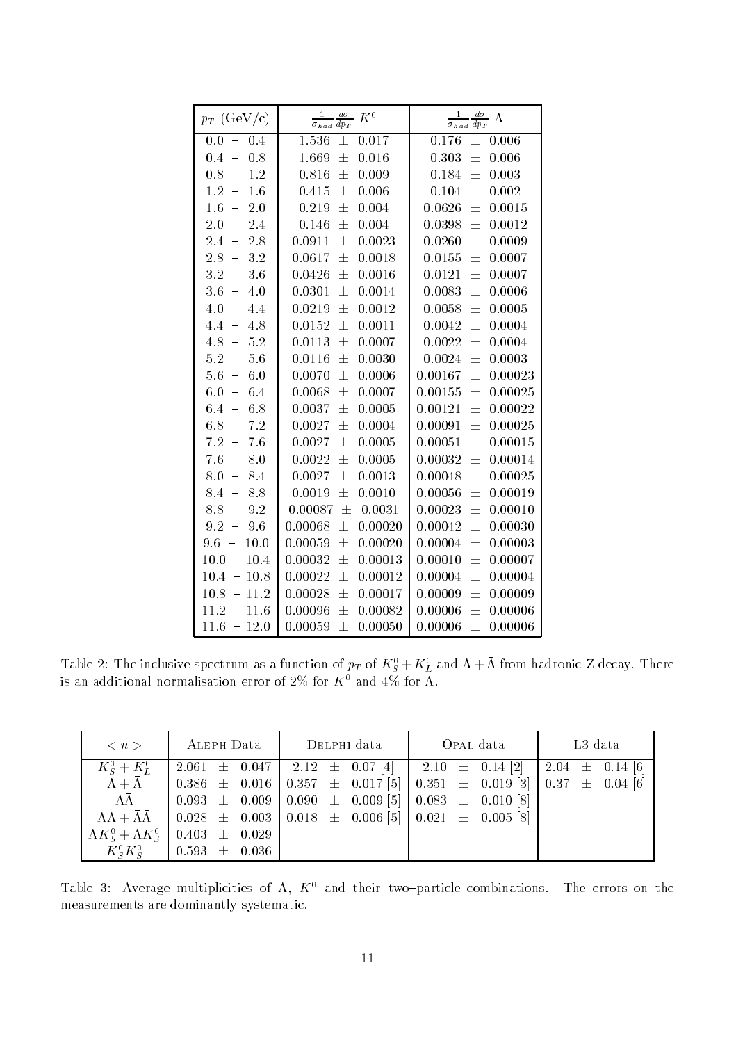| $p_T$ (GeV/c) | $\frac{1}{\sigma_{had}} \frac{d\sigma}{dp_T}$ $K^0$ | $\frac{1}{\sigma_{had}} \frac{d\sigma}{dp_T}$ $\Lambda$ |
|---|---|---|
| 0.0 – 0.4 | 1.536 ± 0.017 | 0.176 ± 0.006 |
| 0.4 – 0.8 | 1.669 ± 0.016 | 0.303 ± 0.006 |
| 0.8 – 1.2 | 0.816 ± 0.009 | 0.184 ± 0.003 |
| 1.2 – 1.6 | 0.415 ± 0.006 | 0.104 ± 0.002 |
| 1.6 – 2.0 | 0.219 ± 0.004 | 0.0626 ± 0.0015 |
| 2.0 – 2.4 | 0.146 ± 0.004 | 0.0398 ± 0.0012 |
| 2.4 – 2.8 | 0.0911 ± 0.0023 | 0.0260 ± 0.0009 |
| 2.8 – 3.2 | 0.0617 ± 0.0018 | 0.0155 ± 0.0007 |
| 3.2 – 3.6 | 0.0426 ± 0.0016 | 0.0121 ± 0.0007 |
| 3.6 – 4.0 | 0.0301 ± 0.0014 | 0.0083 ± 0.0006 |
| 4.0 – 4.4 | 0.0219 ± 0.0012 | 0.0058 ± 0.0005 |
| 4.4 – 4.8 | 0.0152 ± 0.0011 | 0.0042 ± 0.0004 |
| 4.8 – 5.2 | 0.0113 ± 0.0007 | 0.0022 ± 0.0004 |
| 5.2 – 5.6 | 0.0116 ± 0.0030 | 0.0024 ± 0.0003 |
| 5.6 – 6.0 | 0.0070 ± 0.0006 | 0.00167 ± 0.00023 |
| 6.0 – 6.4 | 0.0068 ± 0.0007 | 0.00155 ± 0.00025 |
| 6.4 – 6.8 | 0.0037 ± 0.0005 | 0.00121 ± 0.00022 |
| 6.8 – 7.2 | 0.0027 ± 0.0004 | 0.00091 ± 0.00025 |
| 7.2 – 7.6 | 0.0027 ± 0.0005 | 0.00051 ± 0.00015 |
| 7.6 – 8.0 | 0.0022 ± 0.0005 | 0.00032 ± 0.00014 |
| 8.0 – 8.4 | 0.0027 ± 0.0013 | 0.00048 ± 0.00025 |
| 8.4 – 8.8 | 0.0019 ± 0.0010 | 0.00056 ± 0.00019 |
| 8.8 – 9.2 | 0.00087 ± 0.0031 | 0.00023 ± 0.00010 |
| 9.2 – 9.6 | 0.00068 ± 0.00020 | 0.00042 ± 0.00030 |
| 9.6 – 10.0 | 0.00059 ± 0.00020 | 0.00004 ± 0.00003 |
| 10.0 – 10.4 | 0.00032 ± 0.00013 | 0.00010 ± 0.00007 |
| 10.4 – 10.8 | 0.00022 ± 0.00012 | 0.00004 ± 0.00004 |
| 10.8 – 11.2 | 0.00028 ± 0.00017 | 0.00009 ± 0.00009 |
| 11.2 – 11.6 | 0.00096 ± 0.00082 | 0.00006 ± 0.00006 |
| 11.6 – 12.0 | 0.00059 ± 0.00050 | 0.00006 ± 0.00006 |

Table 2: The inclusive spectrum as a function of $p_T$ of $K_S^0 + K_L^0$ and $\Lambda + \bar{\Lambda}$ from hadronic Z decay. There is an additional normalisation error of 2% for $K^0$ and 4% for $\Lambda$.

| $< n >$ | ALEPH Data | DELPHI data | OPAL data | L3 data |
|---|---|---|---|---|
| $K_S^0 + K_L^0$ | 2.061 ± 0.047 | 2.12 ± 0.07 [4] | 2.10 ± 0.14 [2] | 2.04 ± 0.14 [6] |
| $\Lambda + \bar{\Lambda}$ | 0.386 ± 0.016 | 0.357 ± 0.017 [5] | 0.351 ± 0.019 [3] | 0.37 ± 0.04 [6] |
| $\Lambda\bar{\Lambda}$ | 0.093 ± 0.009 | 0.090 ± 0.009 [5] | 0.083 ± 0.010 [8] | |
| $\Lambda\Lambda + \bar{\Lambda}\bar{\Lambda}$ | 0.028 ± 0.003 | 0.018 ± 0.006 [5] | 0.021 ± 0.005 [8] | |
| $\Lambda K_S^0 + \bar{\Lambda} K_S^0$ | 0.403 ± 0.029 | | | |
| $K_S^0 K_S^0$ | 0.593 ± 0.036 | | | |

Table 3: Average multiplicities of $\Lambda$, $K^0$ and their two–particle combinations. The errors on the measurements are dominantly systematic.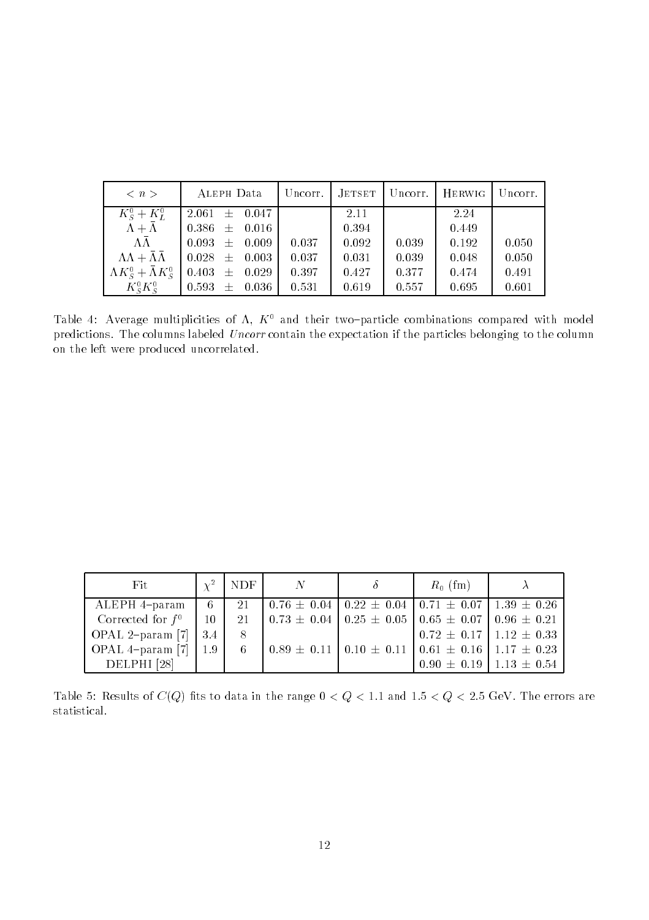| $< n >$ | ALEPH Data | Uncorr. | JETSET | Uncorr. | HERWIG | Uncorr. |
|---|---|---|---|---|---|---|
| $K^0_S + K^0_L$ | $2.061 \pm 0.047$ | | 2.11 | | 2.24 | |
| $\Lambda + \bar{\Lambda}$ | $0.386 \pm 0.016$ | | 0.394 | | 0.449 | |
| $\Lambda\bar{\Lambda}$ | $0.093 \pm 0.009$ | 0.037 | 0.092 | 0.039 | 0.192 | 0.050 |
| $\Lambda\Lambda + \bar{\Lambda}\bar{\Lambda}$ | $0.028 \pm 0.003$ | 0.037 | 0.031 | 0.039 | 0.048 | 0.050 |
| $\Lambda K^0_S + \bar{\Lambda} K^0_S$ | $0.403 \pm 0.029$ | 0.397 | 0.427 | 0.377 | 0.474 | 0.491 |
| $K^0_S K^0_S$ | $0.593 \pm 0.036$ | 0.531 | 0.619 | 0.557 | 0.695 | 0.601 |

Table 4: Average multiplicities of $\Lambda$, $K^0$ and their two–particle combinations compared with model predictions. The columns labeled *Uncorr* contain the expectation if the particles belonging to the column on the left were produced uncorrelated.

| Fit | $\chi^2$ | NDF | $N$ | $\delta$ | $R_0$ (fm) | $\lambda$ |
|---|---|---|---|---|---|---|
| ALEPH 4–param | 6 | 21 | $0.76 \pm 0.04$ | $0.22 \pm 0.04$ | $0.71 \pm 0.07$ | $1.39 \pm 0.26$ |
| Corrected for $f^0$ | 10 | 21 | $0.73 \pm 0.04$ | $0.25 \pm 0.05$ | $0.65 \pm 0.07$ | $0.96 \pm 0.21$ |
| OPAL 2–param [7] | 3.4 | 8 | | | $0.72 \pm 0.17$ | $1.12 \pm 0.33$ |
| OPAL 4–param [7] | 1.9 | 6 | $0.89 \pm 0.11$ | $0.10 \pm 0.11$ | $0.61 \pm 0.16$ | $1.17 \pm 0.23$ |
| DELPHI [28] | | | | | $0.90 \pm 0.19$ | $1.13 \pm 0.54$ |

Table 5: Results of $C(Q)$ fits to data in the range $0 < Q < 1.1$ and $1.5 < Q < 2.5$ GeV. The errors are statistical.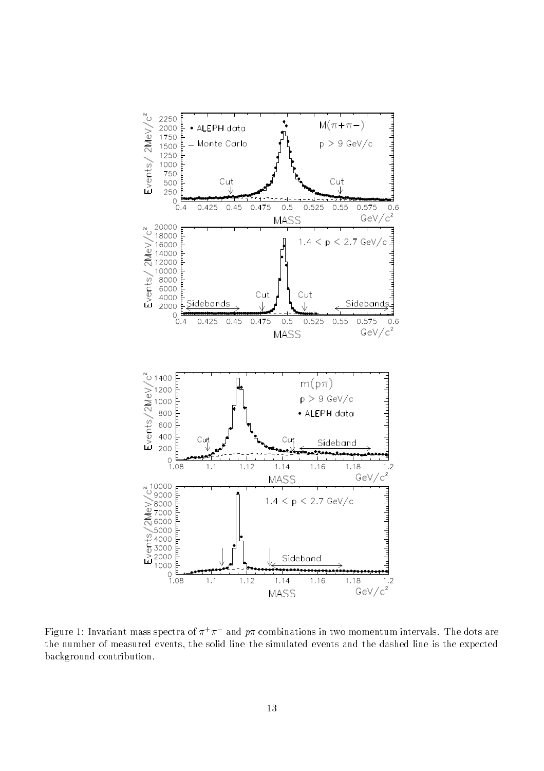Figure 1: Invariant mass spectra of $\pi^+\pi^-$ and $p\pi$ combinations in two momentum intervals. The dots are the number of measured events, the solid line the simulated events and the dashed line is the expected background contribution.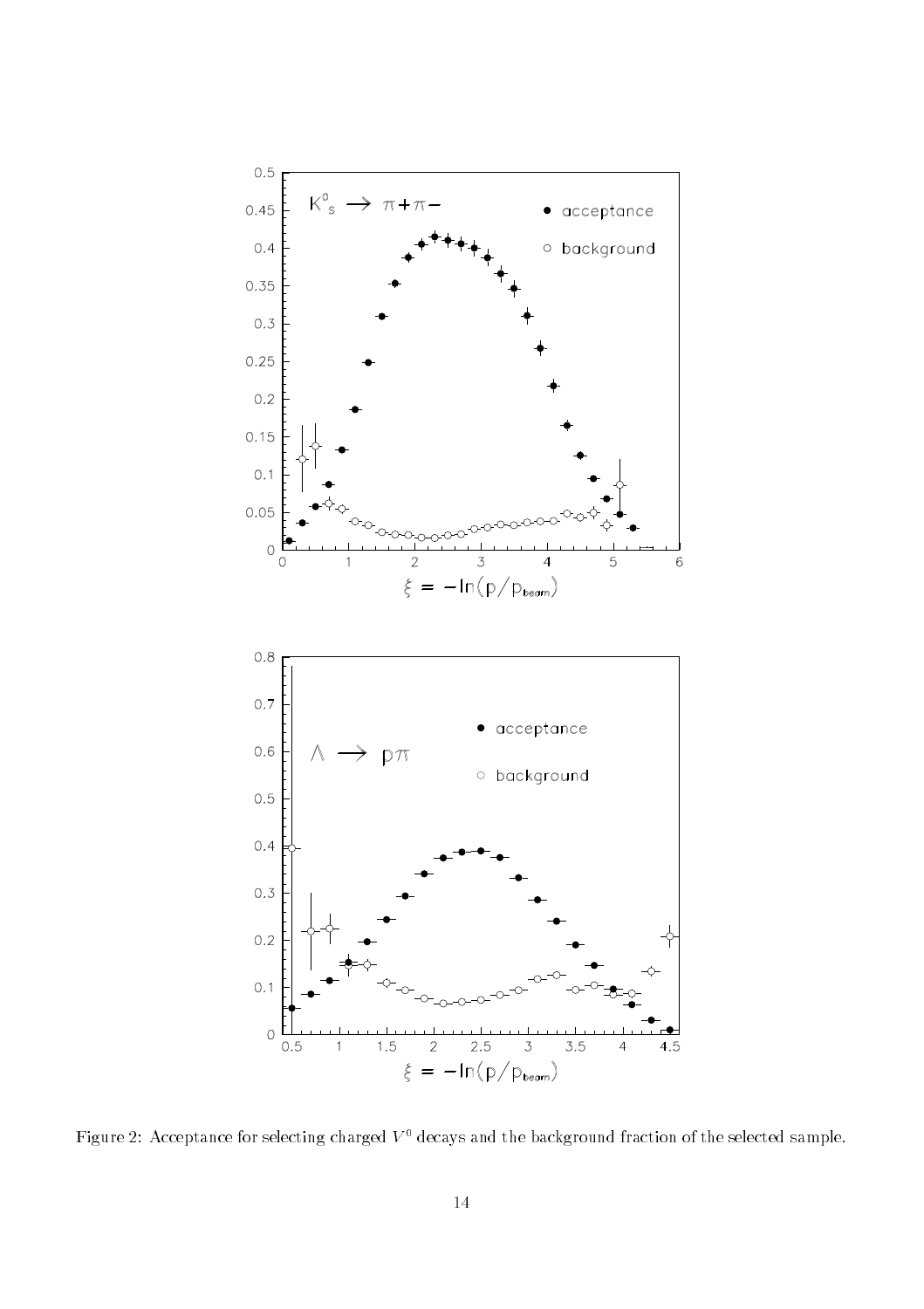Figure 2: Acceptance for selecting charged $V^0$ decays and the background fraction of the selected sample.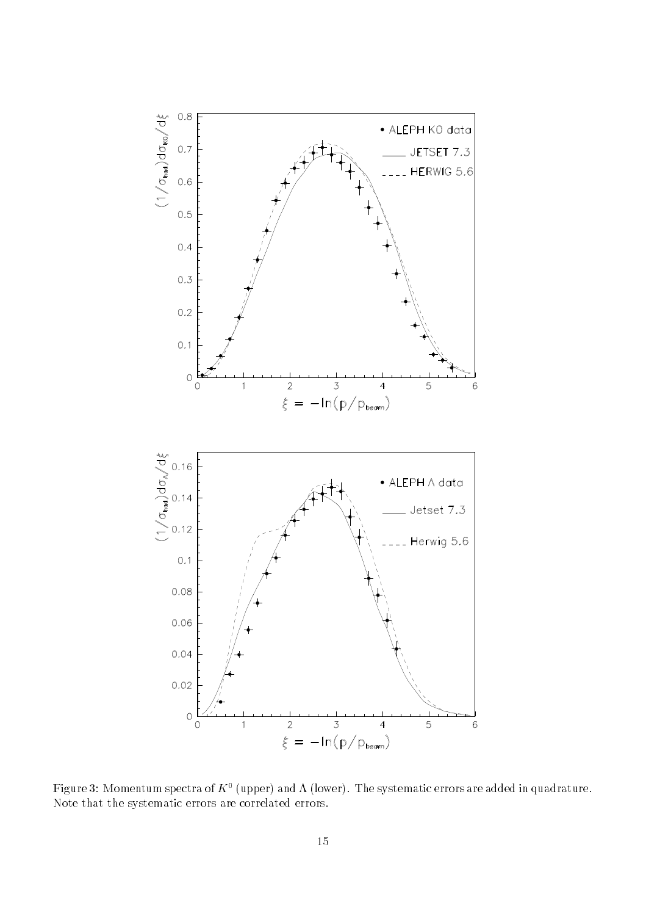Figure 3: Momentum spectra of $K^0$ (upper) and $\Lambda$ (lower). The systematic errors are added in quadrature. Note that the systematic errors are correlated errors.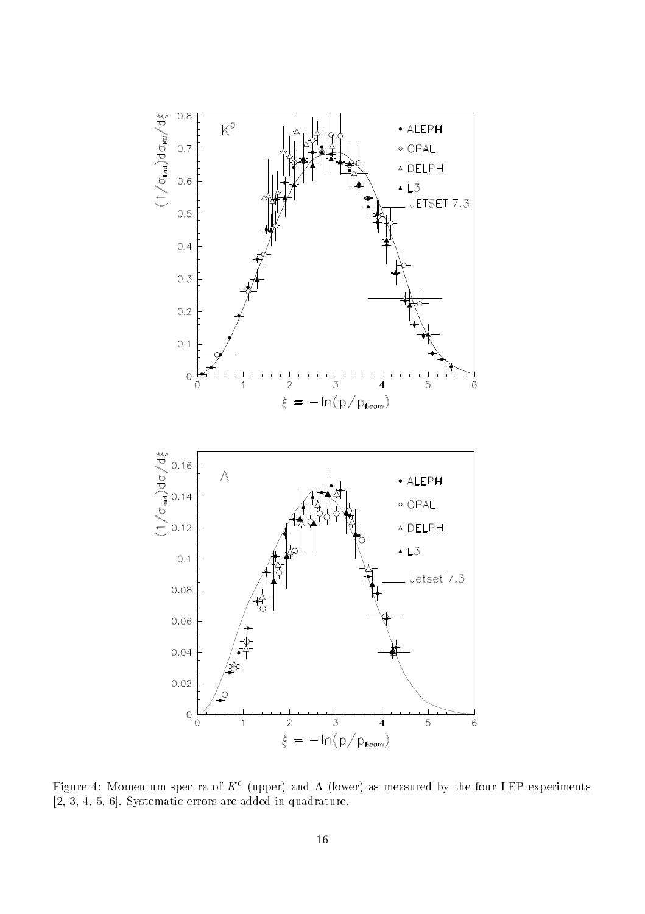Figure 4: Momentum spectra of $K^0$ (upper) and $\Lambda$ (lower) as measured by the four LEP experiments [2, 3, 4, 5, 6]. Systematic errors are added in quadrature.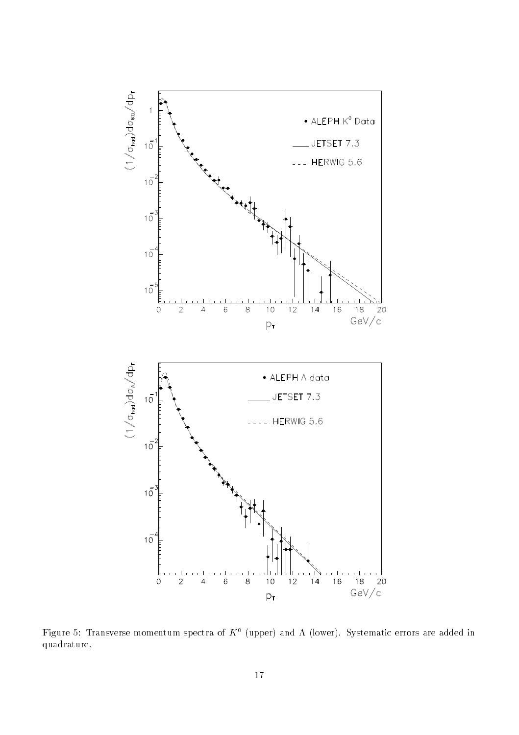Figure 5: Transverse momentum spectra of $K^0$ (upper) and $\Lambda$ (lower). Systematic errors are added in quadrature.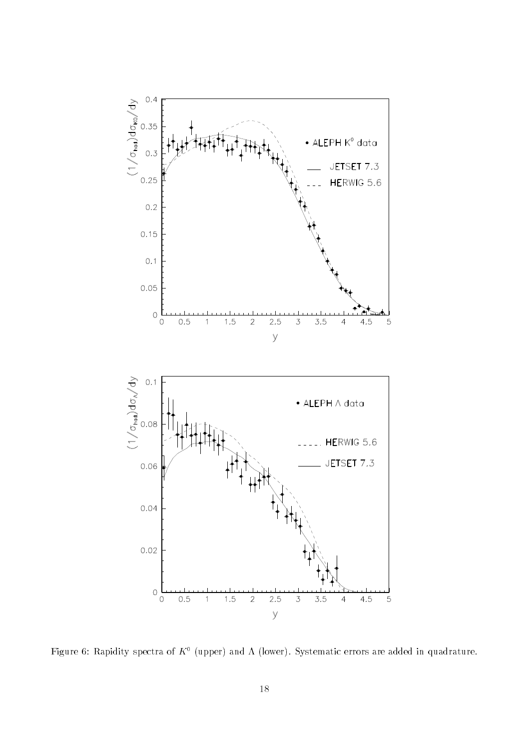Figure 6: Rapidity spectra of $K^0$ (upper) and $\Lambda$ (lower). Systematic errors are added in quadrature.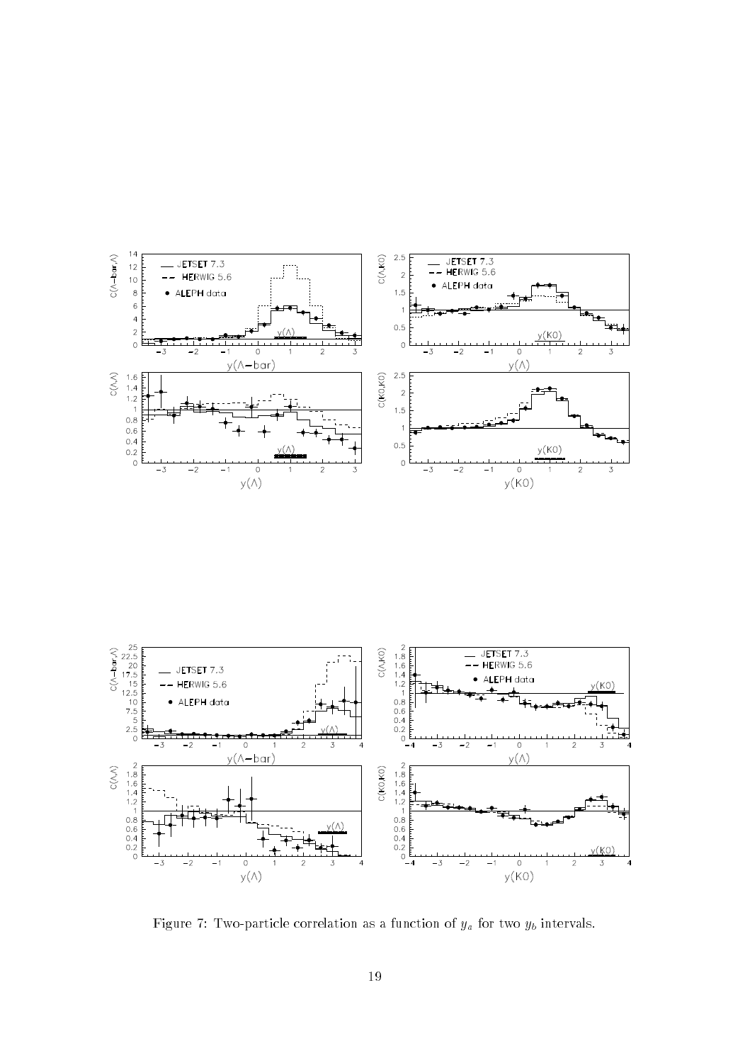Figure 7: Two-particle correlation as a function of $y_a$ for two $y_b$ intervals.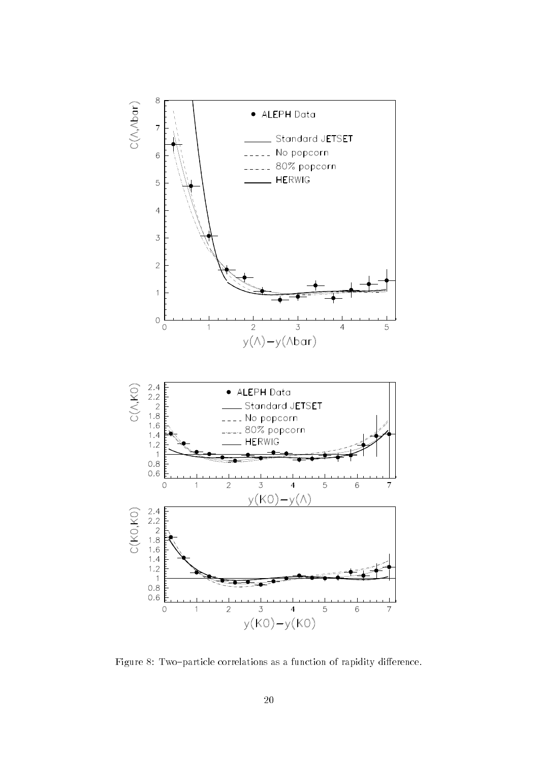Figure 8: Two–particle correlations as a function of rapidity difference.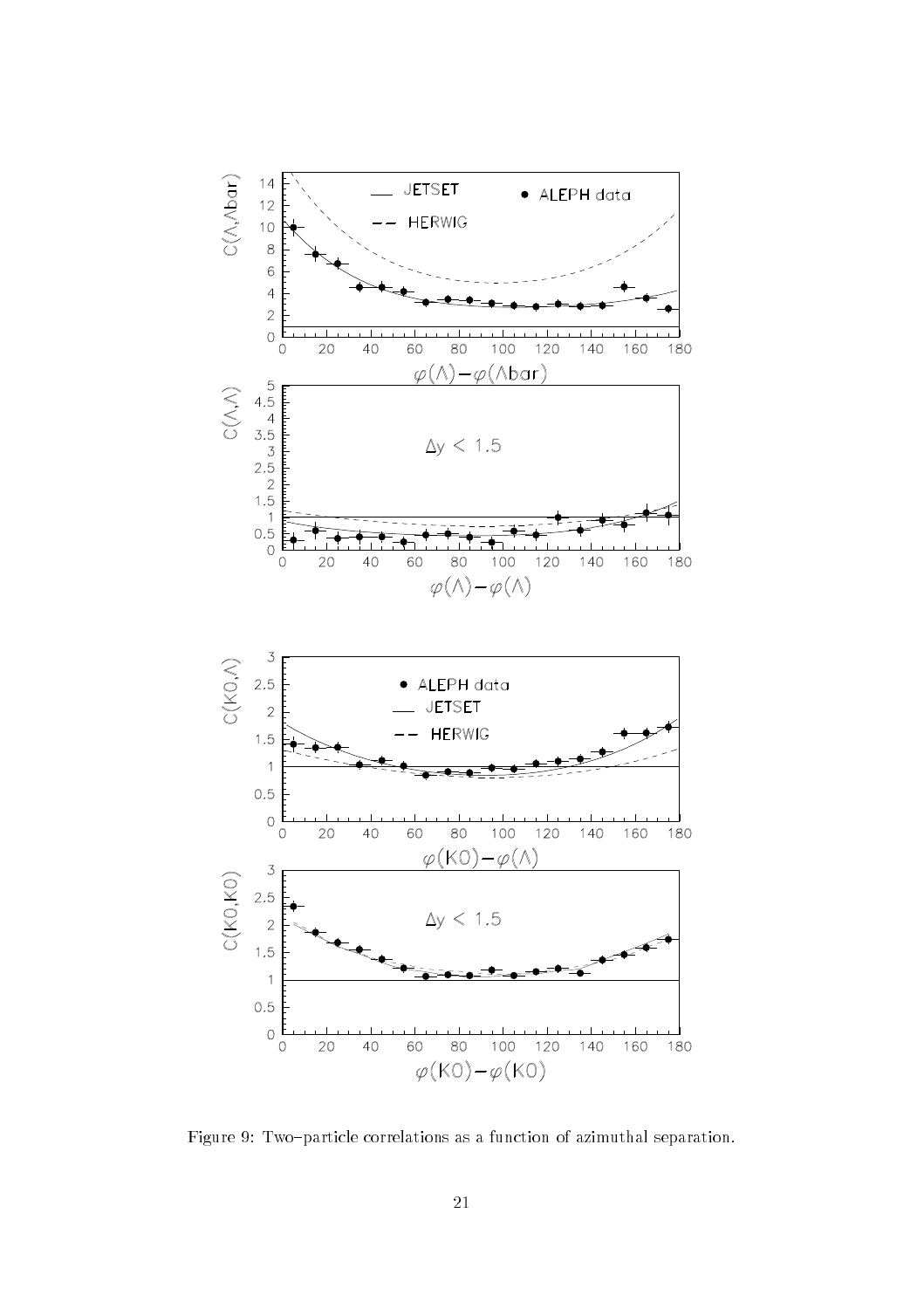Figure 9: Two–particle correlations as a function of azimuthal separation.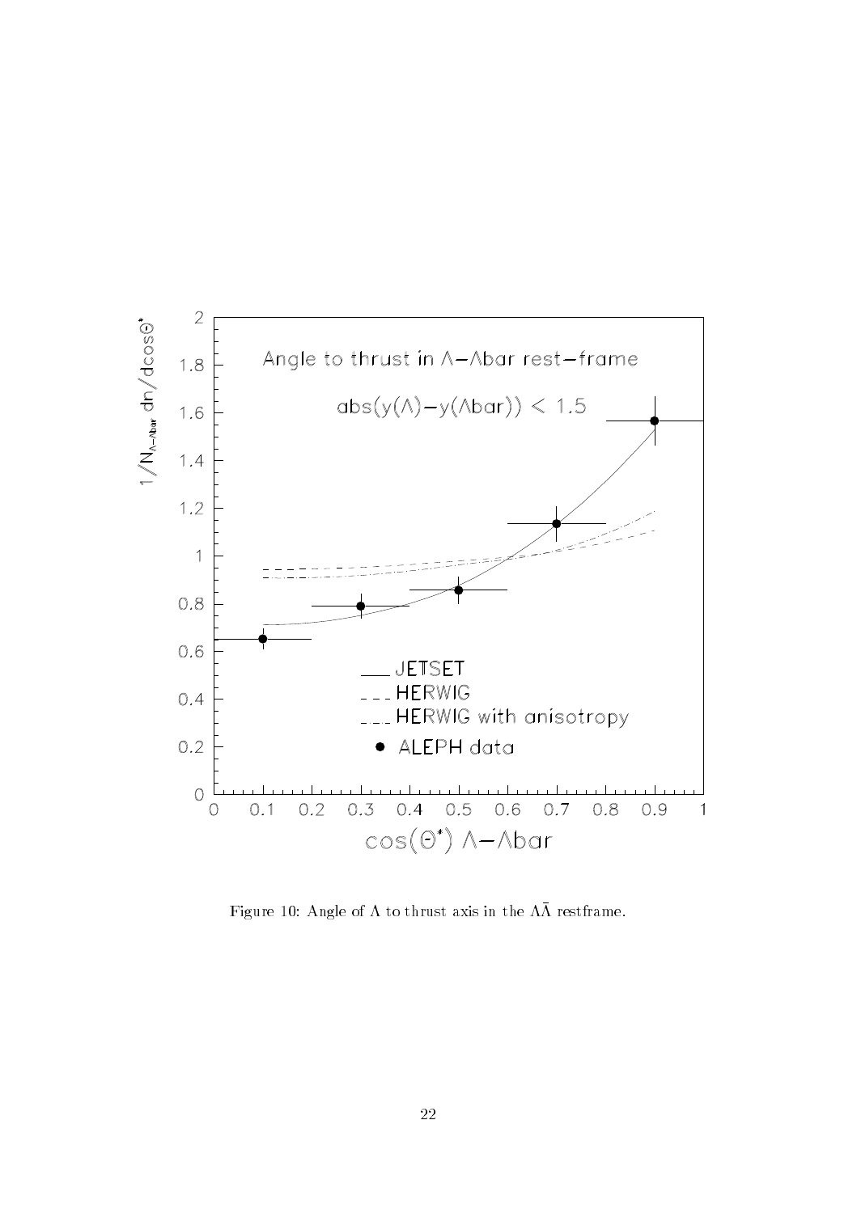Figure 10: Angle of $\Lambda$ to thrust axis in the $\Lambda\bar{\Lambda}$ restframe.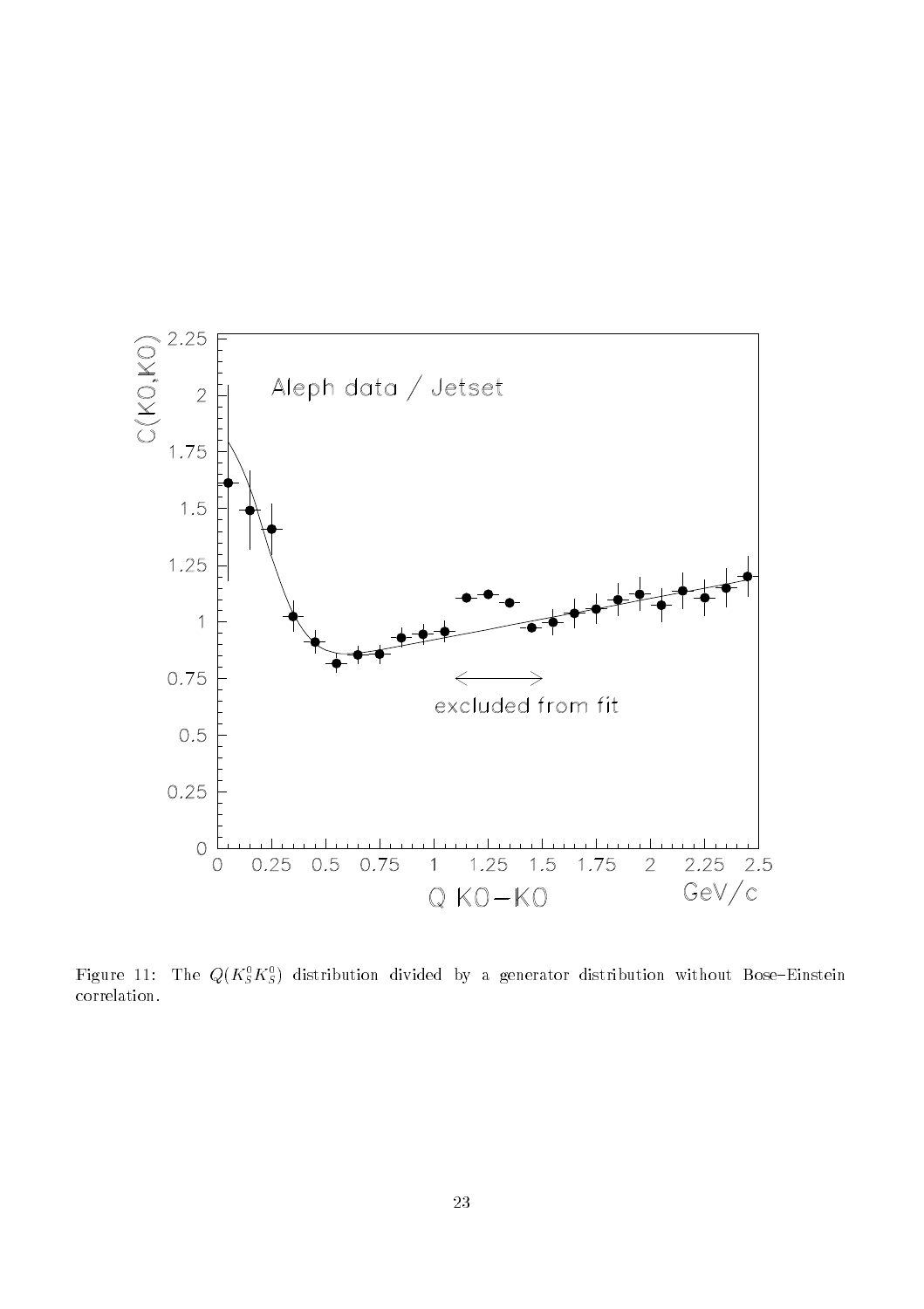Aleph data / Jetset

C(K0,K0)

2.25
2
1.75
1.5
1.25
1
0.75
0.5
0.25
0

0 0.25 0.5 0.75 1 1.25 1.5 1.75 2 2.25 2.5

excluded from fit

Q K0−K0

GeV/c

Figure 11: The $Q(K_S^0 K_S^0)$ distribution divided by a generator distribution without Bose–Einstein correlation.